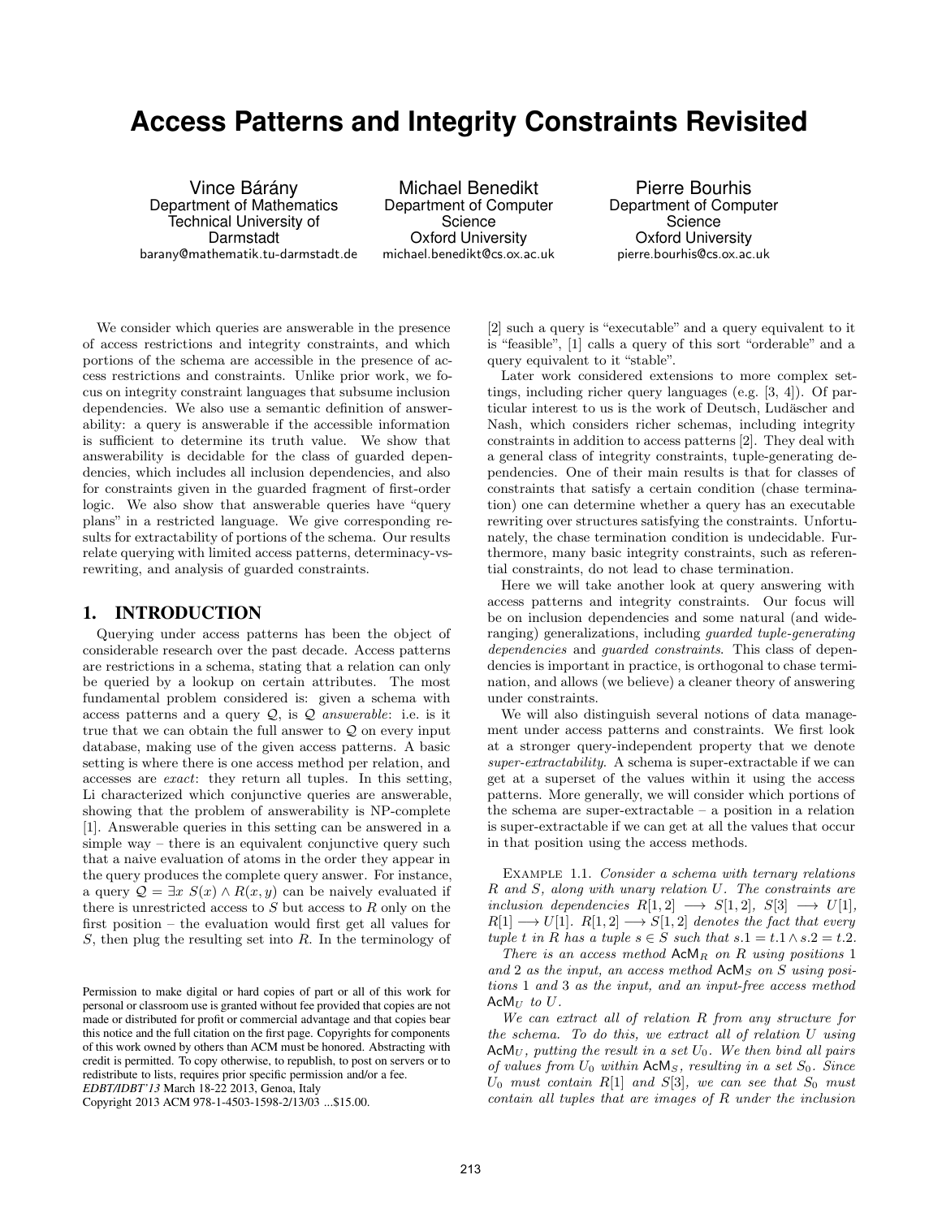# Access Patterns and Integrity Constraints Revisited

Vince Bárány
Department of Mathematics
Technical University of Darmstadt
barany@mathematik.tu-darmstadt.de

Michael Benedikt
Department of Computer Science
Oxford University
michael.benedikt@cs.ox.ac.uk

Pierre Bourhis
Department of Computer Science
Oxford University
pierre.bourhis@cs.ox.ac.uk

We consider which queries are answerable in the presence of access restrictions and integrity constraints, and which portions of the schema are accessible in the presence of access restrictions and constraints. Unlike prior work, we focus on integrity constraint languages that subsume inclusion dependencies. We also use a semantic definition of answerability: a query is answerable if the accessible information is sufficient to determine its truth value. We show that answerability is decidable for the class of guarded dependencies, which includes all inclusion dependencies, and also for constraints given in the guarded fragment of first-order logic. We also show that answerable queries have "query plans" in a restricted language. We give corresponding results for extractability of portions of the schema. Our results relate querying with limited access patterns, determinacy-vs-rewriting, and analysis of guarded constraints.

## 1. INTRODUCTION

Querying under access patterns has been the object of considerable research over the past decade. Access patterns are restrictions in a schema, stating that a relation can only be queried by a lookup on certain attributes. The most fundamental problem considered is: given a schema with access patterns and a query $\mathcal{Q}$, is $\mathcal{Q}$ *answerable*: i.e. is it true that we can obtain the full answer to $\mathcal{Q}$ on every input database, making use of the given access patterns. A basic setting is where there is one access method per relation, and accesses are *exact*: they return all tuples. In this setting, Li characterized which conjunctive queries are answerable, showing that the problem of answerability is NP-complete [1]. Answerable queries in this setting can be answered in a simple way – there is an equivalent conjunctive query such that a naive evaluation of atoms in the order they appear in the query produces the complete query answer. For instance, a query $\mathcal{Q} = \exists x\ S(x) \wedge R(x, y)$ can be naively evaluated if there is unrestricted access to $S$ but access to $R$ only on the first position – the evaluation would first get all values for $S$, then plug the resulting set into $R$. In the terminology of [2] such a query is "executable" and a query equivalent to it is "feasible", [1] calls a query of this sort "orderable" and a query equivalent to it "stable".

Later work considered extensions to more complex settings, including richer query languages (e.g. [3, 4]). Of particular interest to us is the work of Deutsch, Ludäscher and Nash, which considers richer schemas, including integrity constraints in addition to access patterns [2]. They deal with a general class of integrity constraints, tuple-generating dependencies. One of their main results is that for classes of constraints that satisfy a certain condition (chase termination) one can determine whether a query has an executable rewriting over structures satisfying the constraints. Unfortunately, the chase termination condition is undecidable. Furthermore, many basic integrity constraints, such as referential constraints, do not lead to chase termination.

Here we will take another look at query answering with access patterns and integrity constraints. Our focus will be on inclusion dependencies and some natural (and wide-ranging) generalizations, including *guarded tuple-generating dependencies* and *guarded constraints*. This class of dependencies is important in practice, is orthogonal to chase termination, and allows (we believe) a cleaner theory of answering under constraints.

We will also distinguish several notions of data management under access patterns and constraints. We first look at a stronger query-independent property that we denote *super-extractability*. A schema is super-extractable if we can get at a superset of the values within it using the access patterns. More generally, we will consider which portions of the schema are super-extractable – a position in a relation is super-extractable if we can get at all the values that occur in that position using the access methods.

Example 1.1. *Consider a schema with ternary relations $R$ and $S$, along with unary relation $U$. The constraints are inclusion dependencies $R[1,2] \longrightarrow S[1,2]$, $S[3] \longrightarrow U[1]$, $R[1] \longrightarrow U[1]$. $R[1,2] \longrightarrow S[1,2]$ denotes the fact that every tuple $t$ in $R$ has a tuple $s \in S$ such that $s.1 = t.1 \wedge s.2 = t.2$.*

*There is an access method $\mathsf{AcM}_R$ on $R$ using positions 1 and 2 as the input, an access method $\mathsf{AcM}_S$ on $S$ using positions 1 and 3 as the input, and an input-free access method $\mathsf{AcM}_U$ to $U$.*

*We can extract all of relation $R$ from any structure for the schema. To do this, we extract all of relation $U$ using $\mathsf{AcM}_U$, putting the result in a set $U_0$. We then bind all pairs of values from $U_0$ within $\mathsf{AcM}_S$, resulting in a set $S_0$. Since $U_0$ must contain $R[1]$ and $S[3]$, we can see that $S_0$ must contain all tuples that are images of $R$ under the inclusion*

Permission to make digital or hard copies of part or all of this work for personal or classroom use is granted without fee provided that copies are not made or distributed for profit or commercial advantage and that copies bear this notice and the full citation on the first page. Copyrights for components of this work owned by others than ACM must be honored. Abstracting with credit is permitted. To copy otherwise, to republish, to post on servers or to redistribute to lists, requires prior specific permission and/or a fee.
*EDBT/IDBT'13* March 18-22 2013, Genoa, Italy
Copyright 2013 ACM 978-1-4503-1598-2/13/03 ...$15.00.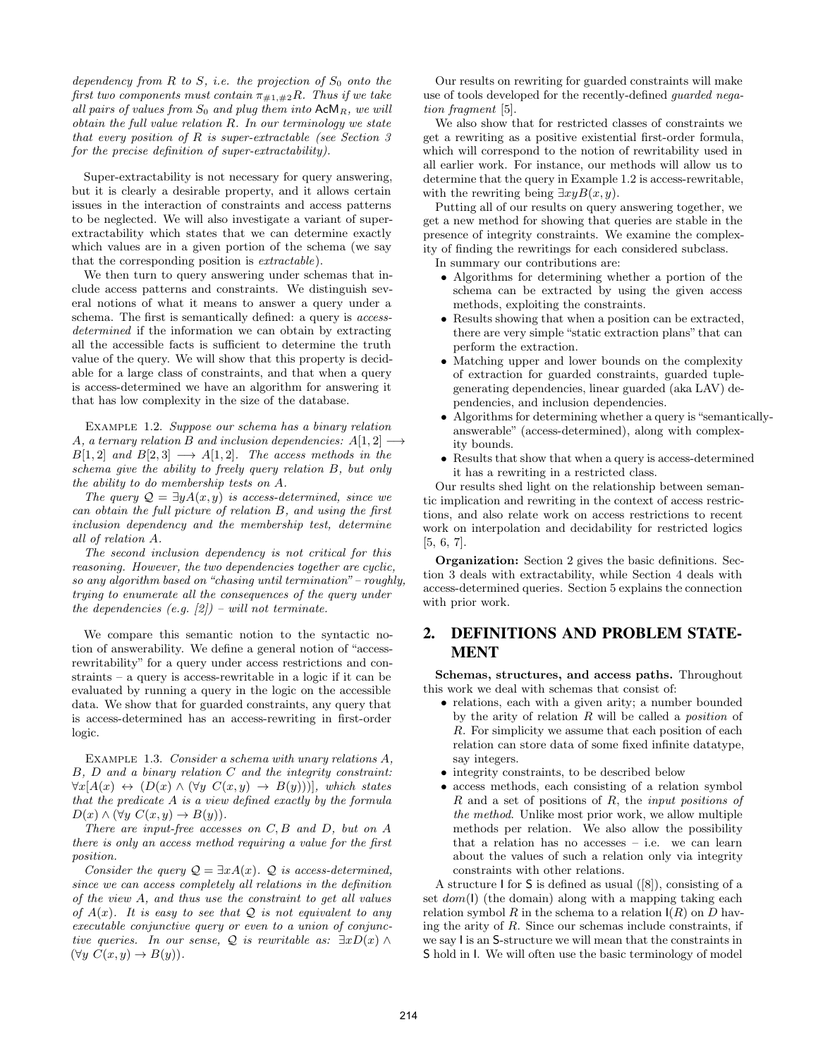*dependency from $R$ to $S$, i.e. the projection of $S_0$ onto the first two components must contain $\pi_{\#1,\#2}R$. Thus if we take all pairs of values from $S_0$ and plug them into $\mathsf{AcM}_R$, we will obtain the full value relation $R$. In our terminology we state that every position of $R$ is super-extractable (see Section 3 for the precise definition of super-extractability).*

Super-extractability is not necessary for query answering, but it is clearly a desirable property, and it allows certain issues in the interaction of constraints and access patterns to be neglected. We will also investigate a variant of super-extractability which states that we can determine exactly which values are in a given portion of the schema (we say that the corresponding position is *extractable*).

We then turn to query answering under schemas that include access patterns and constraints. We distinguish several notions of what it means to answer a query under a schema. The first is semantically defined: a query is *access-determined* if the information we can obtain by extracting all the accessible facts is sufficient to determine the truth value of the query. We will show that this property is decidable for a large class of constraints, and that when a query is access-determined we have an algorithm for answering it that has low complexity in the size of the database.

Example 1.2. *Suppose our schema has a binary relation $A$, a ternary relation $B$ and inclusion dependencies: $A[1,2] \longrightarrow B[1,2]$ and $B[2,3] \longrightarrow A[1,2]$. The access methods in the schema give the ability to freely query relation $B$, but only the ability to do membership tests on $A$.*

*The query $\mathcal{Q} = \exists y A(x,y)$ is access-determined, since we can obtain the full picture of relation $B$, and using the first inclusion dependency and the membership test, determine all of relation $A$.*

*The second inclusion dependency is not critical for this reasoning. However, the two dependencies together are cyclic, so any algorithm based on "chasing until termination" – roughly, trying to enumerate all the consequences of the query under the dependencies (e.g. [2]) – will not terminate.*

We compare this semantic notion to the syntactic notion of answerability. We define a general notion of "access-rewritability" for a query under access restrictions and constraints – a query is access-rewritable in a logic if it can be evaluated by running a query in the logic on the accessible data. We show that for guarded constraints, any query that is access-determined has an access-rewriting in first-order logic.

Example 1.3. *Consider a schema with unary relations $A$, $B$, $D$ and a binary relation $C$ and the integrity constraint: $\forall x[A(x) \leftrightarrow (D(x) \wedge (\forall y\ C(x,y) \rightarrow B(y)))]$, which states that the predicate $A$ is a view defined exactly by the formula $D(x) \wedge (\forall y\ C(x,y) \rightarrow B(y))$.*

*There are input-free accesses on $C, B$ and $D$, but on $A$ there is only an access method requiring a value for the first position.*

*Consider the query $\mathcal{Q} = \exists x A(x)$. $\mathcal{Q}$ is access-determined, since we can access completely all relations in the definition of the view $A$, and thus use the constraint to get all values of $A(x)$. It is easy to see that $\mathcal{Q}$ is not equivalent to any executable conjunctive query or even to a union of conjunctive queries. In our sense, $\mathcal{Q}$ is rewritable as: $\exists x D(x) \wedge (\forall y\ C(x,y) \rightarrow B(y))$.*

Our results on rewriting for guarded constraints will make use of tools developed for the recently-defined *guarded negation fragment* [5].

We also show that for restricted classes of constraints we get a rewriting as a positive existential first-order formula, which will correspond to the notion of rewritability used in all earlier work. For instance, our methods will allow us to determine that the query in Example 1.2 is access-rewritable, with the rewriting being $\exists xy B(x,y)$.

Putting all of our results on query answering together, we get a new method for showing that queries are stable in the presence of integrity constraints. We examine the complexity of finding the rewritings for each considered subclass.

In summary our contributions are:

- Algorithms for determining whether a portion of the schema can be extracted by using the given access methods, exploiting the constraints.
- Results showing that when a position can be extracted, there are very simple "static extraction plans" that can perform the extraction.
- Matching upper and lower bounds on the complexity of extraction for guarded constraints, guarded tuple-generating dependencies, linear guarded (aka LAV) dependencies, and inclusion dependencies.
- Algorithms for determining whether a query is "semantically-answerable" (access-determined), along with complexity bounds.
- Results that show that when a query is access-determined it has a rewriting in a restricted class.

Our results shed light on the relationship between semantic implication and rewriting in the context of access restrictions, and also relate work on access restrictions to recent work on interpolation and decidability for restricted logics [5, 6, 7].

**Organization:** Section 2 gives the basic definitions. Section 3 deals with extractability, while Section 4 deals with access-determined queries. Section 5 explains the connection with prior work.

## 2. DEFINITIONS AND PROBLEM STATEMENT

**Schemas, structures, and access paths.** Throughout this work we deal with schemas that consist of:

- relations, each with a given arity; a number bounded by the arity of relation $R$ will be called a *position* of $R$. For simplicity we assume that each position of each relation can store data of some fixed infinite datatype, say integers.
- integrity constraints, to be described below
- access methods, each consisting of a relation symbol $R$ and a set of positions of $R$, the *input positions of the method*. Unlike most prior work, we allow multiple methods per relation. We also allow the possibility that a relation has no accesses – i.e. we can learn about the values of such a relation only via integrity constraints with other relations.

A structure $\mathsf{I}$ for $\mathsf{S}$ is defined as usual ([8]), consisting of a set $dom(\mathsf{I})$ (the domain) along with a mapping taking each relation symbol $R$ in the schema to a relation $\mathsf{I}(R)$ on $D$ having the arity of $R$. Since our schemas include constraints, if we say $\mathsf{I}$ is an $\mathsf{S}$-structure we will mean that the constraints in $\mathsf{S}$ hold in $\mathsf{I}$. We will often use the basic terminology of model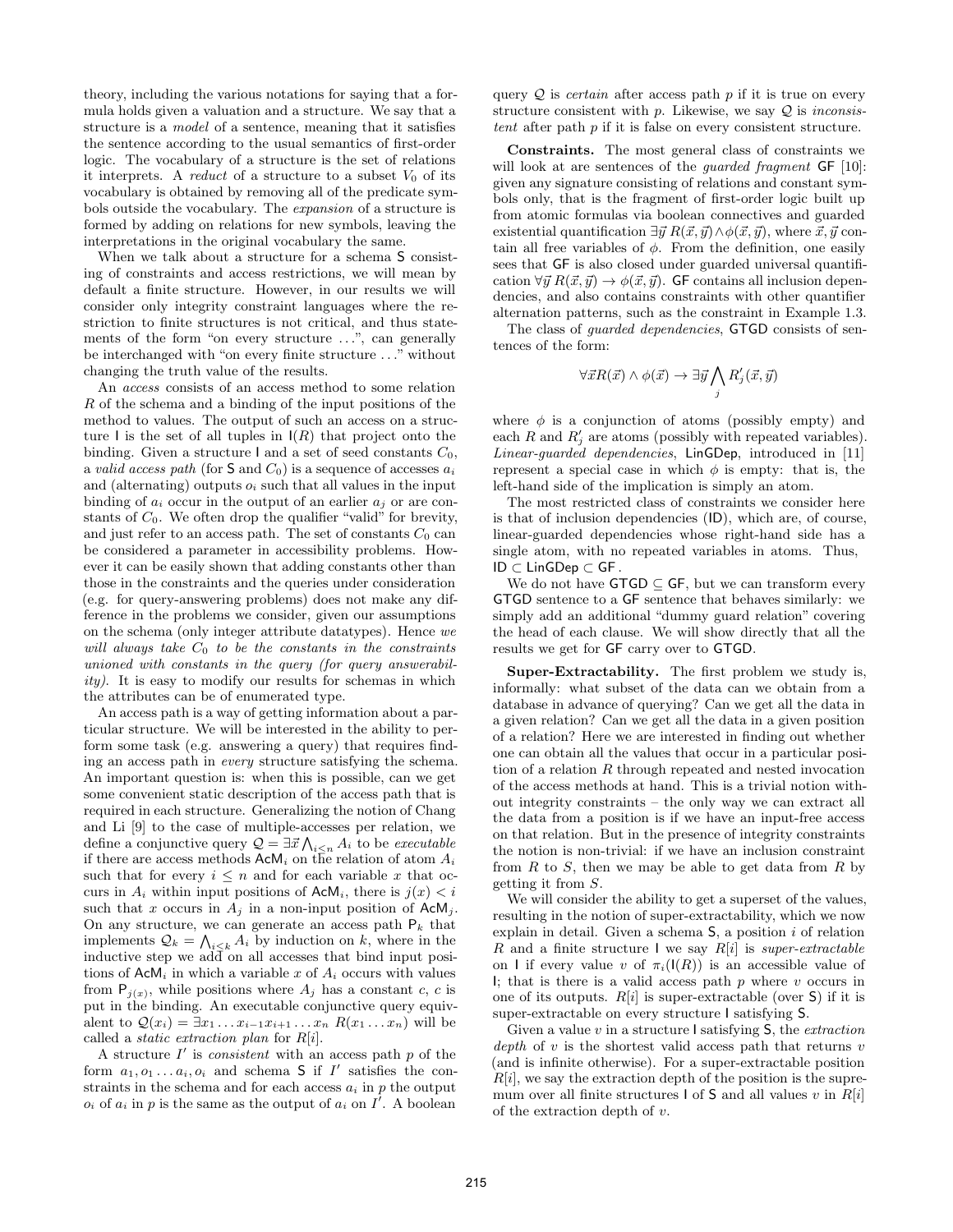theory, including the various notations for saying that a formula holds given a valuation and a structure. We say that a structure is a *model* of a sentence, meaning that it satisfies the sentence according to the usual semantics of first-order logic. The vocabulary of a structure is the set of relations it interprets. A *reduct* of a structure to a subset $V_0$ of its vocabulary is obtained by removing all of the predicate symbols outside the vocabulary. The *expansion* of a structure is formed by adding on relations for new symbols, leaving the interpretations in the original vocabulary the same.

When we talk about a structure for a schema $\mathsf{S}$ consisting of constraints and access restrictions, we will mean by default a finite structure. However, in our results we will consider only integrity constraint languages where the restriction to finite structures is not critical, and thus statements of the form "on every structure ...", can generally be interchanged with "on every finite structure ..." without changing the truth value of the results.

An *access* consists of an access method to some relation $R$ of the schema and a binding of the input positions of the method to values. The output of such an access on a structure $\mathsf{I}$ is the set of all tuples in $\mathsf{I}(R)$ that project onto the binding. Given a structure $\mathsf{I}$ and a set of seed constants $C_0$, a *valid access path* (for $\mathsf{S}$ and $C_0$) is a sequence of accesses $a_i$ and (alternating) outputs $o_i$ such that all values in the input binding of $a_i$ occur in the output of an earlier $a_j$ or are constants of $C_0$. We often drop the qualifier "valid" for brevity, and just refer to an access path. The set of constants $C_0$ can be considered a parameter in accessibility problems. However it can be easily shown that adding constants other than those in the constraints and the queries under consideration (e.g. for query-answering problems) does not make any difference in the problems we consider, given our assumptions on the schema (only integer attribute datatypes). Hence *we will always take $C_0$ to be the constants in the constraints unioned with constants in the query (for query answerability).* It is easy to modify our results for schemas in which the attributes can be of enumerated type.

An access path is a way of getting information about a particular structure. We will be interested in the ability to perform some task (e.g. answering a query) that requires finding an access path in *every* structure satisfying the schema. An important question is: when this is possible, can we get some convenient static description of the access path that is required in each structure. Generalizing the notion of Chang and Li [9] to the case of multiple-accesses per relation, we define a conjunctive query $\mathcal{Q} = \exists \vec{x} \bigwedge_{i \leq n} A_i$ to be *executable* if there are access methods $\mathsf{AcM}_i$ on the relation of atom $A_i$ such that for every $i \leq n$ and for each variable $x$ that occurs in $A_i$ within input positions of $\mathsf{AcM}_i$, there is $j(x) < i$ such that $x$ occurs in $A_j$ in a non-input position of $\mathsf{AcM}_j$. On any structure, we can generate an access path $\mathsf{P}_k$ that implements $\mathcal{Q}_k = \bigwedge_{i \leq k} A_i$ by induction on $k$, where in the inductive step we add on all accesses that bind input positions of $\mathsf{AcM}_i$ in which a variable $x$ of $A_i$ occurs with values from $\mathsf{P}_{j(x)}$, while positions where $A_j$ has a constant $c$, $c$ is put in the binding. An executable conjunctive query equivalent to $\mathcal{Q}(x_i) = \exists x_1 \ldots x_{i-1} x_{i+1} \ldots x_n \; R(x_1 \ldots x_n)$ will be called a *static extraction plan* for $R[i]$.

A structure $I'$ is *consistent* with an access path $p$ of the form $a_1, o_1 \ldots a_i, o_i$ and schema $\mathsf{S}$ if $I'$ satisfies the constraints in the schema and for each access $a_i$ in $p$ the output $o_i$ of $a_i$ in $p$ is the same as the output of $a_i$ on $I'$. A boolean query $\mathcal{Q}$ is *certain* after access path $p$ if it is true on every structure consistent with $p$. Likewise, we say $\mathcal{Q}$ is *inconsistent* after path $p$ if it is false on every consistent structure.

**Constraints.** The most general class of constraints we will look at are sentences of the *guarded fragment* $\mathsf{GF}$ [10]: given any signature consisting of relations and constant symbols only, that is the fragment of first-order logic built up from atomic formulas via boolean connectives and guarded existential quantification $\exists \vec{y} \; R(\vec{x}, \vec{y}) \wedge \phi(\vec{x}, \vec{y})$, where $\vec{x}, \vec{y}$ contain all free variables of $\phi$. From the definition, one easily sees that $\mathsf{GF}$ is also closed under guarded universal quantification $\forall \vec{y} \; R(\vec{x}, \vec{y}) \rightarrow \phi(\vec{x}, \vec{y})$. $\mathsf{GF}$ contains all inclusion dependencies, and also contains constraints with other quantifier alternation patterns, such as the constraint in Example 1.3.

The class of *guarded dependencies*, $\mathsf{GTGD}$ consists of sentences of the form:

$$\forall \vec{x} R(\vec{x}) \wedge \phi(\vec{x}) \rightarrow \exists \vec{y} \bigwedge_j R'_j(\vec{x}, \vec{y})$$

where $\phi$ is a conjunction of atoms (possibly empty) and each $R$ and $R'_j$ are atoms (possibly with repeated variables). *Linear-guarded dependencies*, $\mathsf{LinGDep}$, introduced in [11] represent a special case in which $\phi$ is empty: that is, the left-hand side of the implication is simply an atom.

The most restricted class of constraints we consider here is that of inclusion dependencies ($\mathsf{ID}$), which are, of course, linear-guarded dependencies whose right-hand side has a single atom, with no repeated variables in atoms. Thus, $\mathsf{ID} \subset \mathsf{LinGDep} \subset \mathsf{GF}$.

We do not have $\mathsf{GTGD} \subseteq \mathsf{GF}$, but we can transform every $\mathsf{GTGD}$ sentence to a $\mathsf{GF}$ sentence that behaves similarly: we simply add an additional "dummy guard relation" covering the head of each clause. We will show directly that all the results we get for $\mathsf{GF}$ carry over to $\mathsf{GTGD}$.

**Super-Extractability.** The first problem we study is, informally: what subset of the data can we obtain from a database in advance of querying? Can we get all the data in a given relation? Can we get all the data in a given position of a relation? Here we are interested in finding out whether one can obtain all the values that occur in a particular position of a relation $R$ through repeated and nested invocation of the access methods at hand. This is a trivial notion without integrity constraints – the only way we can extract all the data from a position is if we have an input-free access on that relation. But in the presence of integrity constraints the notion is non-trivial: if we have an inclusion constraint from $R$ to $S$, then we may be able to get data from $R$ by getting it from $S$.

We will consider the ability to get a superset of the values, resulting in the notion of super-extractability, which we now explain in detail. Given a schema $\mathsf{S}$, a position $i$ of relation $R$ and a finite structure $\mathsf{I}$ we say $R[i]$ is *super-extractable* on $\mathsf{I}$ if every value $v$ of $\pi_i(\mathsf{I}(R))$ is an accessible value of $\mathsf{I}$; that is there is a valid access path $p$ where $v$ occurs in one of its outputs. $R[i]$ is super-extractable (over $\mathsf{S}$) if it is super-extractable on every structure $\mathsf{I}$ satisfying $\mathsf{S}$.

Given a value $v$ in a structure $\mathsf{I}$ satisfying $\mathsf{S}$, the *extraction depth* of $v$ is the shortest valid access path that returns $v$ (and is infinite otherwise). For a super-extractable position $R[i]$, we say the extraction depth of the position is the supremum over all finite structures $\mathsf{I}$ of $\mathsf{S}$ and all values $v$ in $R[i]$ of the extraction depth of $v$.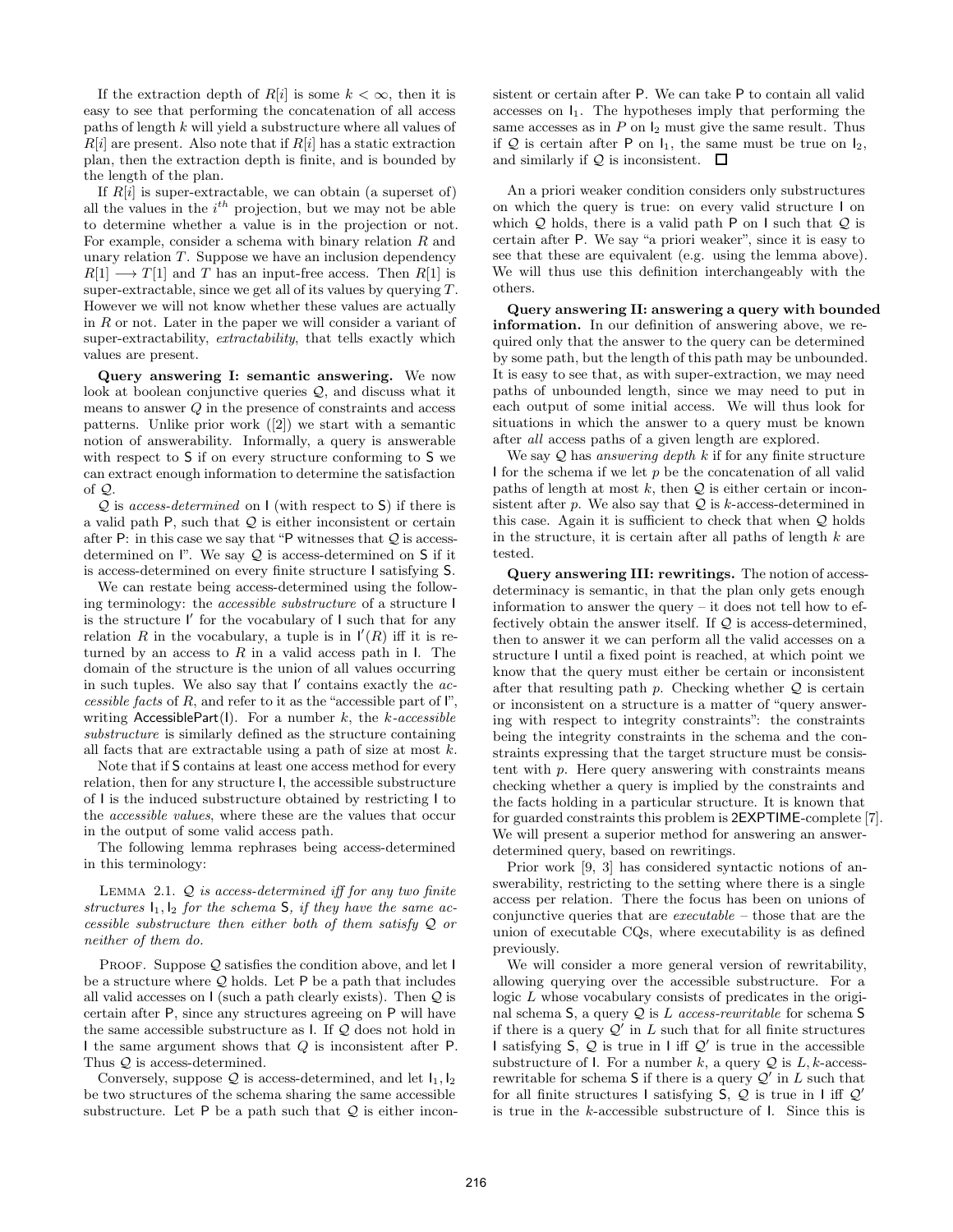If the extraction depth of $R[i]$ is some $k < \infty$, then it is easy to see that performing the concatenation of all access paths of length $k$ will yield a substructure where all values of $R[i]$ are present. Also note that if $R[i]$ has a static extraction plan, then the extraction depth is finite, and is bounded by the length of the plan.

If $R[i]$ is super-extractable, we can obtain (a superset of) all the values in the $i^{th}$ projection, but we may not be able to determine whether a value is in the projection or not. For example, consider a schema with binary relation $R$ and unary relation $T$. Suppose we have an inclusion dependency $R[1] \longrightarrow T[1]$ and $T$ has an input-free access. Then $R[1]$ is super-extractable, since we get all of its values by querying $T$. However we will not know whether these values are actually in $R$ or not. Later in the paper we will consider a variant of super-extractability, *extractability*, that tells exactly which values are present.

**Query answering I: semantic answering.** We now look at boolean conjunctive queries $\mathcal{Q}$, and discuss what it means to answer $Q$ in the presence of constraints and access patterns. Unlike prior work ([2]) we start with a semantic notion of answerability. Informally, a query is answerable with respect to S if on every structure conforming to S we can extract enough information to determine the satisfaction of $\mathcal{Q}$.

$\mathcal{Q}$ is *access-determined* on I (with respect to S) if there is a valid path P, such that $\mathcal{Q}$ is either inconsistent or certain after P: in this case we say that "P witnesses that $\mathcal{Q}$ is access-determined on I". We say $\mathcal{Q}$ is access-determined on S if it is access-determined on every finite structure I satisfying S.

We can restate being access-determined using the following terminology: the *accessible substructure* of a structure I is the structure I′ for the vocabulary of I such that for any relation $R$ in the vocabulary, a tuple is in $\mathsf{I}'(R)$ iff it is returned by an access to $R$ in a valid access path in I. The domain of the structure is the union of all values occurring in such tuples. We also say that I′ contains exactly the *accessible facts* of $R$, and refer to it as the "accessible part of I", writing AccessiblePart(I). For a number $k$, the *$k$-accessible substructure* is similarly defined as the structure containing all facts that are extractable using a path of size at most $k$.

Note that if S contains at least one access method for every relation, then for any structure I, the accessible substructure of I is the induced substructure obtained by restricting I to the *accessible values*, where these are the values that occur in the output of some valid access path.

The following lemma rephrases being access-determined in this terminology:

LEMMA 2.1. *$\mathcal{Q}$ is access-determined iff for any two finite structures $\mathsf{I}_1, \mathsf{I}_2$ for the schema S, if they have the same accessible substructure then either both of them satisfy $\mathcal{Q}$ or neither of them do.*

PROOF. Suppose $\mathcal{Q}$ satisfies the condition above, and let I be a structure where $\mathcal{Q}$ holds. Let P be a path that includes all valid accesses on I (such a path clearly exists). Then $\mathcal{Q}$ is certain after P, since any structures agreeing on P will have the same accessible substructure as I. If $\mathcal{Q}$ does not hold in I the same argument shows that $Q$ is inconsistent after P. Thus $\mathcal{Q}$ is access-determined.

Conversely, suppose $\mathcal{Q}$ is access-determined, and let $\mathsf{I}_1, \mathsf{I}_2$ be two structures of the schema sharing the same accessible substructure. Let P be a path such that $\mathcal{Q}$ is either inconsistent or certain after P. We can take P to contain all valid accesses on $\mathsf{I}_1$. The hypotheses imply that performing the same accesses as in $P$ on $\mathsf{I}_2$ must give the same result. Thus if $\mathcal{Q}$ is certain after P on $\mathsf{I}_1$, the same must be true on $\mathsf{I}_2$, and similarly if $\mathcal{Q}$ is inconsistent. □

An a priori weaker condition considers only substructures on which the query is true: on every valid structure I on which $\mathcal{Q}$ holds, there is a valid path P on I such that $\mathcal{Q}$ is certain after P. We say "a priori weaker", since it is easy to see that these are equivalent (e.g. using the lemma above). We will thus use this definition interchangeably with the others.

**Query answering II: answering a query with bounded information.** In our definition of answering above, we required only that the answer to the query can be determined by some path, but the length of this path may be unbounded. It is easy to see that, as with super-extraction, we may need paths of unbounded length, since we may need to put in each output of some initial access. We will thus look for situations in which the answer to a query must be known after *all* access paths of a given length are explored.

We say $\mathcal{Q}$ has *answering depth* $k$ if for any finite structure I for the schema if we let $p$ be the concatenation of all valid paths of length at most $k$, then $\mathcal{Q}$ is either certain or inconsistent after $p$. We also say that $\mathcal{Q}$ is $k$-access-determined in this case. Again it is sufficient to check that when $\mathcal{Q}$ holds in the structure, it is certain after all paths of length $k$ are tested.

**Query answering III: rewritings.** The notion of access-determinacy is semantic, in that the plan only gets enough information to answer the query – it does not tell how to effectively obtain the answer itself. If $\mathcal{Q}$ is access-determined, then to answer it we can perform all the valid accesses on a structure I until a fixed point is reached, at which point we know that the query must either be certain or inconsistent after that resulting path $p$. Checking whether $\mathcal{Q}$ is certain or inconsistent on a structure is a matter of "query answering with respect to integrity constraints": the constraints being the integrity constraints in the schema and the constraints expressing that the target structure must be consistent with $p$. Here query answering with constraints means checking whether a query is implied by the constraints and the facts holding in a particular structure. It is known that for guarded constraints this problem is 2EXPTIME-complete [7]. We will present a superior method for answering an answer-determined query, based on rewritings.

Prior work [9, 3] has considered syntactic notions of answerability, restricting to the setting where there is a single access per relation. There the focus has been on unions of conjunctive queries that are *executable* – those that are the union of executable CQs, where executability is as defined previously.

We will consider a more general version of rewritability, allowing querying over the accessible substructure. For a logic $L$ whose vocabulary consists of predicates in the original schema S, a query $\mathcal{Q}$ is $L$ *access-rewritable* for schema S if there is a query $\mathcal{Q}'$ in $L$ such that for all finite structures I satisfying S, $\mathcal{Q}$ is true in I iff $\mathcal{Q}'$ is true in the accessible substructure of I. For a number $k$, a query $\mathcal{Q}$ is $L, k$-access-rewritable for schema S if there is a query $\mathcal{Q}'$ in $L$ such that for all finite structures I satisfying S, $\mathcal{Q}$ is true in I iff $\mathcal{Q}'$ is true in the $k$-accessible substructure of I. Since this is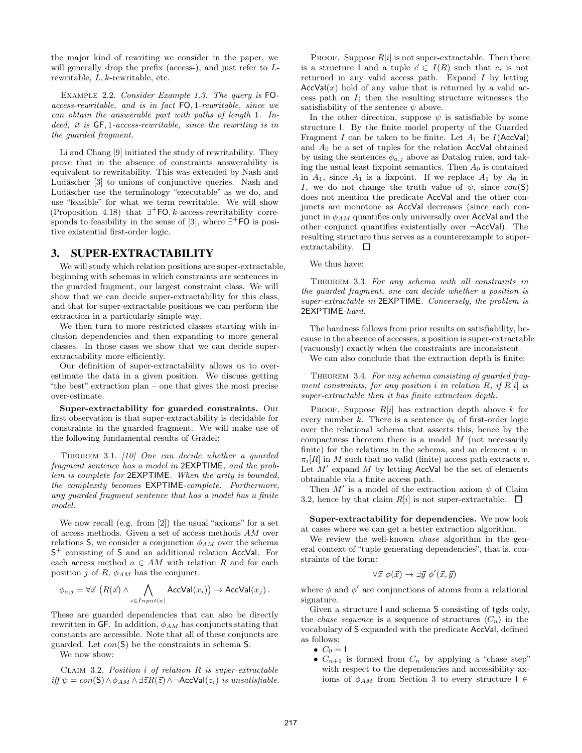the major kind of rewriting we consider in the paper, we will generally drop the prefix (access-), and just refer to $L$-rewritable, $L, k$-rewritable, etc.

Example 2.2. *Consider Example 1.3. The query is* FO-*access-rewritable, and is in fact* FO, 1*-rewritable, since we can obtain the answerable part with paths of length* 1*. Indeed, it is* GF, 1*-access-rewritable, since the rewriting is in the guarded fragment.*

Li and Chang [9] initiated the study of rewritability. They prove that in the absence of constraints answerability is equivalent to rewritability. This was extended by Nash and Ludäscher [3] to unions of conjunctive queries. Nash and Ludäscher use the terminology "executable" as we do, and use "feasible" for what we term rewritable. We will show (Proposition 4.18) that $\exists^+$FO, $k$-access-rewritability corresponds to feasibility in the sense of [3], where $\exists^+$FO is positive existential first-order logic.

# 3. SUPER-EXTRACTABILITY

We will study which relation positions are super-extractable, beginning with schemas in which constraints are sentences in the guarded fragment, our largest constraint class. We will show that we can decide super-extractability for this class, and that for super-extractable positions we can perform the extraction in a particularly simple way.

We then turn to more restricted classes starting with inclusion dependencies and then expanding to more general classes. In those cases we show that we can decide super-extractability more efficiently.

Our definition of super-extractability allows us to over-estimate the data in a given position. We discuss getting "the best" extraction plan – one that gives the most precise over-estimate.

**Super-extractability for guarded constraints.** Our first observation is that super-extractability is decidable for constraints in the guarded fragment. We will make use of the following fundamental results of Grädel:

Theorem 3.1. *[10] One can decide whether a guarded fragment sentence has a model in* 2EXPTIME*, and the problem is complete for* 2EXPTIME*. When the arity is bounded, the complexity becomes* EXPTIME*-complete. Furthermore, any guarded fragment sentence that has a model has a finite model.*

We now recall (e.g. from [2]) the usual "axioms" for a set of access methods. Given a set of access methods $AM$ over relations S, we consider a conjunction $\phi_{AM}$ over the schema $\mathsf{S}^+$ consisting of S and an additional relation AccVal. For each access method $a \in AM$ with relation $R$ and for each position $j$ of $R$, $\phi_{AM}$ has the conjunct:

$$\phi_{a,j} = \forall \vec{x}\ \big(R(\vec{x}) \wedge \bigwedge_{i \in Input(a)} \mathsf{AccVal}(x_i)\big) \rightarrow \mathsf{AccVal}(x_j)\,.$$

These are guarded dependencies that can also be directly rewritten in GF. In addition, $\phi_{AM}$ has conjuncts stating that constants are accessible. Note that all of these conjuncts are guarded. Let $con(\mathsf{S})$ be the constraints in schema S.

We now show:

Claim 3.2. *Position $i$ of relation $R$ is super-extractable iff $\psi = con(\mathsf{S}) \wedge \phi_{AM} \wedge \exists \vec{z} R(\vec{z}) \wedge \neg\mathsf{AccVal}(z_i)$ is unsatisfiable.*

Proof. Suppose $R[i]$ is not super-extractable. Then there is a structure I and a tuple $\vec{c} \in I(R)$ such that $c_i$ is not returned in any valid access path. Expand $I$ by letting $\mathsf{AccVal}(x)$ hold of any value that is returned by a valid access path on $I$; then the resulting structure witnesses the satisfiability of the sentence $\psi$ above.

In the other direction, suppose $\psi$ is satisfiable by some structure I. By the finite model property of the Guarded Fragment $I$ can be taken to be finite. Let $A_1$ be $I(\mathsf{AccVal})$ and $A_0$ be a set of tuples for the relation AccVal obtained by using the sentences $\phi_{a,j}$ above as Datalog rules, and taking the usual least fixpoint semantics. Then $A_0$ is contained in $A_1$, since $A_1$ is a fixpoint. If we replace $A_1$ by $A_0$ in $I$, we do not change the truth value of $\psi$, since $con(\mathsf{S})$ does not mention the predicate AccVal and the other conjuncts are monotone as AccVal decreases (since each conjunct in $\phi_{AM}$ quantifies only universally over AccVal and the other conjunct quantifies existentially over $\neg$AccVal). The resulting structure thus serves as a counterexample to super-extractability. $\square$

We thus have:

Theorem 3.3. *For any schema with all constraints in the guarded fragment, one can decide whether a position is super-extractable in* 2EXPTIME*. Conversely, the problem is* 2EXPTIME*-hard.*

The hardness follows from prior results on satisfiability, because in the absence of accesses, a position is super-extractable (vacuously) exactly when the constraints are inconsistent.

We can also conclude that the extraction depth is finite:

Theorem 3.4. *For any schema consisting of guarded fragment constraints, for any position $i$ in relation $R$, if $R[i]$ is super-extractable then it has finite extraction depth.*

Proof. Suppose $R[i]$ has extraction depth above $k$ for every number $k$. There is a sentence $\phi_k$ of first-order logic over the relational schema that asserts this, hence by the compactness theorem there is a model $M$ (not necessarily finite) for the relations in the schema, and an element $v$ in $\pi_i[R]$ in $M$ such that no valid (finite) access path extracts $v$. Let $M'$ expand $M$ by letting AccVal be the set of elements obtainable via a finite access path.

Then $M'$ is a model of the extraction axiom $\psi$ of Claim 3.2, hence by that claim $R[i]$ is not super-extractable. $\square$

**Super-extractability for dependencies.** We now look at cases where we can get a better extraction algorithm.

We review the well-known *chase* algorithm in the general context of "tuple generating dependencies", that is, constraints of the form:

$$\forall \vec{x}\ \phi(\vec{x}) \rightarrow \exists \vec{y}\ \phi'(\vec{x}, \vec{y})$$

where $\phi$ and $\phi'$ are conjunctions of atoms from a relational signature.

Given a structure I and schema S consisting of tgds only, the *chase sequence* is a sequence of structures $\langle C_n \rangle$ in the vocabulary of S expanded with the predicate AccVal, defined as follows:

- $C_0 = \mathsf{I}$
- $C_{n+1}$ is formed from $C_n$ by applying a "chase step" with respect to the dependencies and accessibility axioms of $\phi_{AM}$ from Section 3 to every structure $\mathsf{I} \in$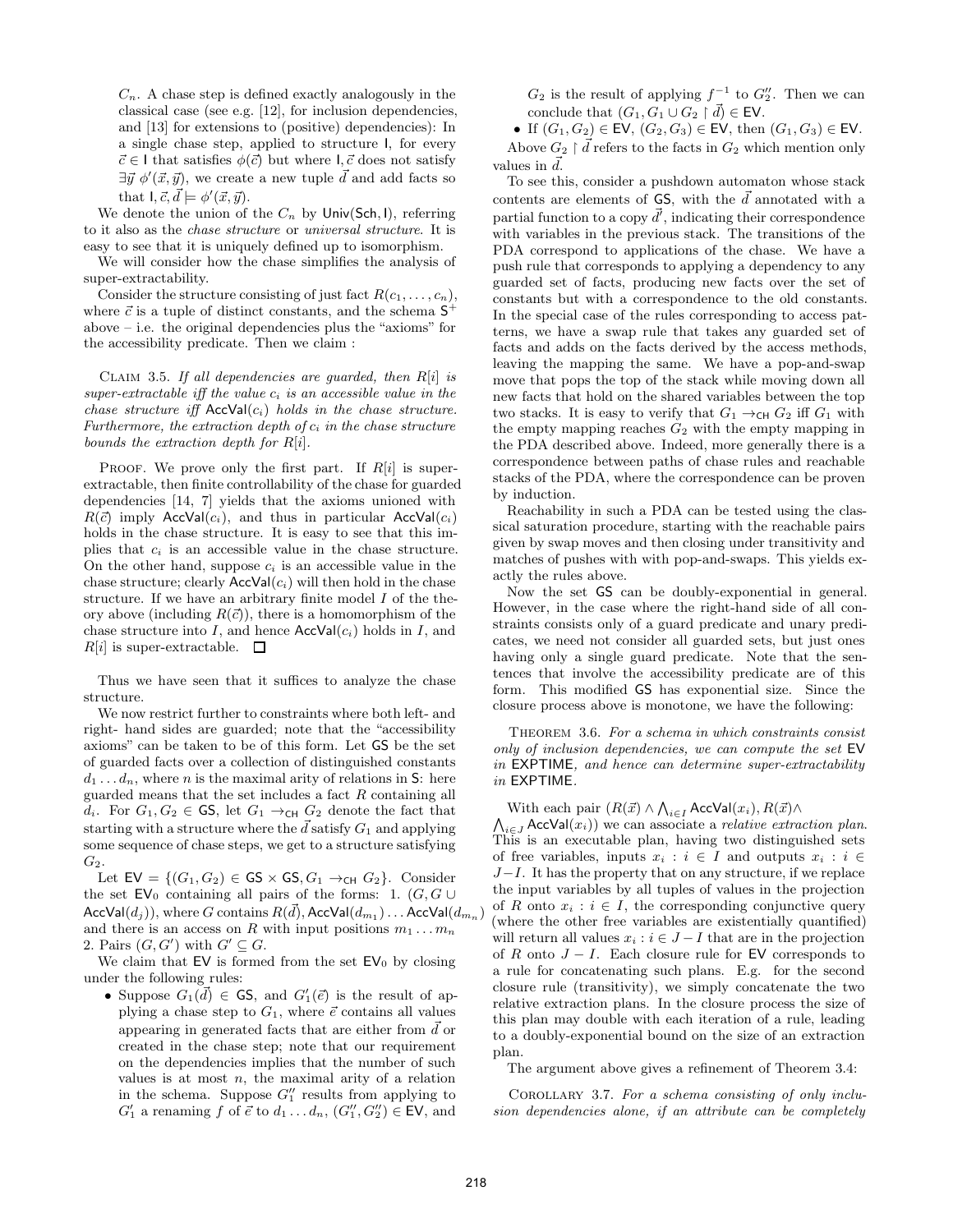$C_n$. A chase step is defined exactly analogously in the classical case (see e.g. [12], for inclusion dependencies, and [13] for extensions to (positive) dependencies): In a single chase step, applied to structure $\mathsf{I}$, for every $\vec{c} \in \mathsf{I}$ that satisfies $\phi(\vec{c})$ but where $\mathsf{I}, \vec{c}$ does not satisfy $\exists \vec{y}\ \phi'(\vec{x}, \vec{y})$, we create a new tuple $\vec{d}$ and add facts so that $\mathsf{I}, \vec{c}, \vec{d} \models \phi'(\vec{x}, \vec{y})$.

We denote the union of the $C_n$ by $\mathsf{Univ}(\mathsf{Sch}, \mathsf{I})$, referring to it also as the *chase structure* or *universal structure*. It is easy to see that it is uniquely defined up to isomorphism.

We will consider how the chase simplifies the analysis of super-extractability.

Consider the structure consisting of just fact $R(c_1, \ldots, c_n)$, where $\vec{c}$ is a tuple of distinct constants, and the schema $\mathsf{S}^+$ above – i.e. the original dependencies plus the "axioms" for the accessibility predicate. Then we claim :

Claim 3.5. *If all dependencies are guarded, then $R[i]$ is super-extractable iff the value $c_i$ is an accessible value in the chase structure iff $\mathsf{AccVal}(c_i)$ holds in the chase structure. Furthermore, the extraction depth of $c_i$ in the chase structure bounds the extraction depth for $R[i]$.*

Proof. We prove only the first part. If $R[i]$ is super-extractable, then finite controllability of the chase for guarded dependencies [14, 7] yields that the axioms unioned with $R(\vec{c})$ imply $\mathsf{AccVal}(c_i)$, and thus in particular $\mathsf{AccVal}(c_i)$ holds in the chase structure. It is easy to see that this implies that $c_i$ is an accessible value in the chase structure. On the other hand, suppose $c_i$ is an accessible value in the chase structure; clearly $\mathsf{AccVal}(c_i)$ will then hold in the chase structure. If we have an arbitrary finite model $I$ of the theory above (including $R(\vec{c})$), there is a homomorphism of the chase structure into $I$, and hence $\mathsf{AccVal}(c_i)$ holds in $I$, and $R[i]$ is super-extractable. ☐

Thus we have seen that it suffices to analyze the chase structure.

We now restrict further to constraints where both left- and right- hand sides are guarded; note that the "accessibility axioms" can be taken to be of this form. Let $\mathsf{GS}$ be the set of guarded facts over a collection of distinguished constants $d_1 \ldots d_n$, where $n$ is the maximal arity of relations in $\mathsf{S}$: here guarded means that the set includes a fact $R$ containing all $d_i$. For $G_1, G_2 \in \mathsf{GS}$, let $G_1 \rightarrow_{\mathsf{CH}} G_2$ denote the fact that starting with a structure where the $\vec{d}$ satisfy $G_1$ and applying some sequence of chase steps, we get to a structure satisfying $G_2$.

Let $\mathsf{EV} = \{(G_1, G_2) \in \mathsf{GS} \times \mathsf{GS}, G_1 \rightarrow_{\mathsf{CH}} G_2\}$. Consider the set $\mathsf{EV}_0$ containing all pairs of the forms: 1. $(G, G \cup \mathsf{AccVal}(d_j))$, where $G$ contains $R(\vec{d}), \mathsf{AccVal}(d_{m_1}) \ldots \mathsf{AccVal}(d_{m_n})$ and there is an access on $R$ with input positions $m_1 \ldots m_n$ 2. Pairs $(G, G')$ with $G' \subseteq G$.

We claim that $\mathsf{EV}$ is formed from the set $\mathsf{EV}_0$ by closing under the following rules:

- Suppose $G_1(\vec{d}) \in \mathsf{GS}$, and $G'_1(\vec{e})$ is the result of applying a chase step to $G_1$, where $\vec{e}$ contains all values appearing in generated facts that are either from $\vec{d}$ or created in the chase step; note that our requirement on the dependencies implies that the number of such values is at most $n$, the maximal arity of a relation in the schema. Suppose $G''_1$ results from applying to $G'_1$ a renaming $f$ of $\vec{e}$ to $d_1 \ldots d_n$, $(G''_1, G''_2) \in \mathsf{EV}$, and $G_2$ is the result of applying $f^{-1}$ to $G''_2$. Then we can conclude that $(G_1, G_1 \cup G_2 \restriction \vec{d}) \in \mathsf{EV}$.
- If $(G_1, G_2) \in \mathsf{EV}$, $(G_2, G_3) \in \mathsf{EV}$, then $(G_1, G_3) \in \mathsf{EV}$.

Above $G_2 \restriction \vec{d}$ refers to the facts in $G_2$ which mention only values in $\vec{d}$.

To see this, consider a pushdown automaton whose stack contents are elements of $\mathsf{GS}$, with the $\vec{d}$ annotated with a partial function to a copy $\vec{d}'$, indicating their correspondence with variables in the previous stack. The transitions of the PDA correspond to applications of the chase. We have a push rule that corresponds to applying a dependency to any guarded set of facts, producing new facts over the set of constants but with a correspondence to the old constants. In the special case of the rules corresponding to access patterns, we have a swap rule that takes any guarded set of facts and adds on the facts derived by the access methods, leaving the mapping the same. We have a pop-and-swap move that pops the top of the stack while moving down all new facts that hold on the shared variables between the top two stacks. It is easy to verify that $G_1 \rightarrow_{\mathsf{CH}} G_2$ iff $G_1$ with the empty mapping reaches $G_2$ with the empty mapping in the PDA described above. Indeed, more generally there is a correspondence between paths of chase rules and reachable stacks of the PDA, where the correspondence can be proven by induction.

Reachability in such a PDA can be tested using the classical saturation procedure, starting with the reachable pairs given by swap moves and then closing under transitivity and matches of pushes with with pop-and-swaps. This yields exactly the rules above.

Now the set $\mathsf{GS}$ can be doubly-exponential in general. However, in the case where the right-hand side of all constraints consists only of a guard predicate and unary predicates, we need not consider all guarded sets, but just ones having only a single guard predicate. Note that the sentences that involve the accessibility predicate are of this form. This modified $\mathsf{GS}$ has exponential size. Since the closure process above is monotone, we have the following:

Theorem 3.6. *For a schema in which constraints consist only of inclusion dependencies, we can compute the set $\mathsf{EV}$ in $\mathsf{EXPTIME}$, and hence can determine super-extractability in $\mathsf{EXPTIME}$.*

With each pair $(R(\vec{x}) \wedge \bigwedge_{i \in I} \mathsf{AccVal}(x_i), R(\vec{x}) \wedge \bigwedge_{i \in J} \mathsf{AccVal}(x_i))$ we can associate a *relative extraction plan*. This is an executable plan, having two distinguished sets of free variables, inputs $x_i : i \in I$ and outputs $x_i : i \in J - I$. It has the property that on any structure, if we replace the input variables by all tuples of values in the projection of $R$ onto $x_i : i \in I$, the corresponding conjunctive query (where the other free variables are existentially quantified) will return all values $x_i : i \in J - I$ that are in the projection of $R$ onto $J - I$. Each closure rule for $\mathsf{EV}$ corresponds to a rule for concatenating such plans. E.g. for the second closure rule (transitivity), we simply concatenate the two relative extraction plans. In the closure process the size of this plan may double with each iteration of a rule, leading to a doubly-exponential bound on the size of an extraction plan.

The argument above gives a refinement of Theorem 3.4:

Corollary 3.7. *For a schema consisting of only inclusion dependencies alone, if an attribute can be completely*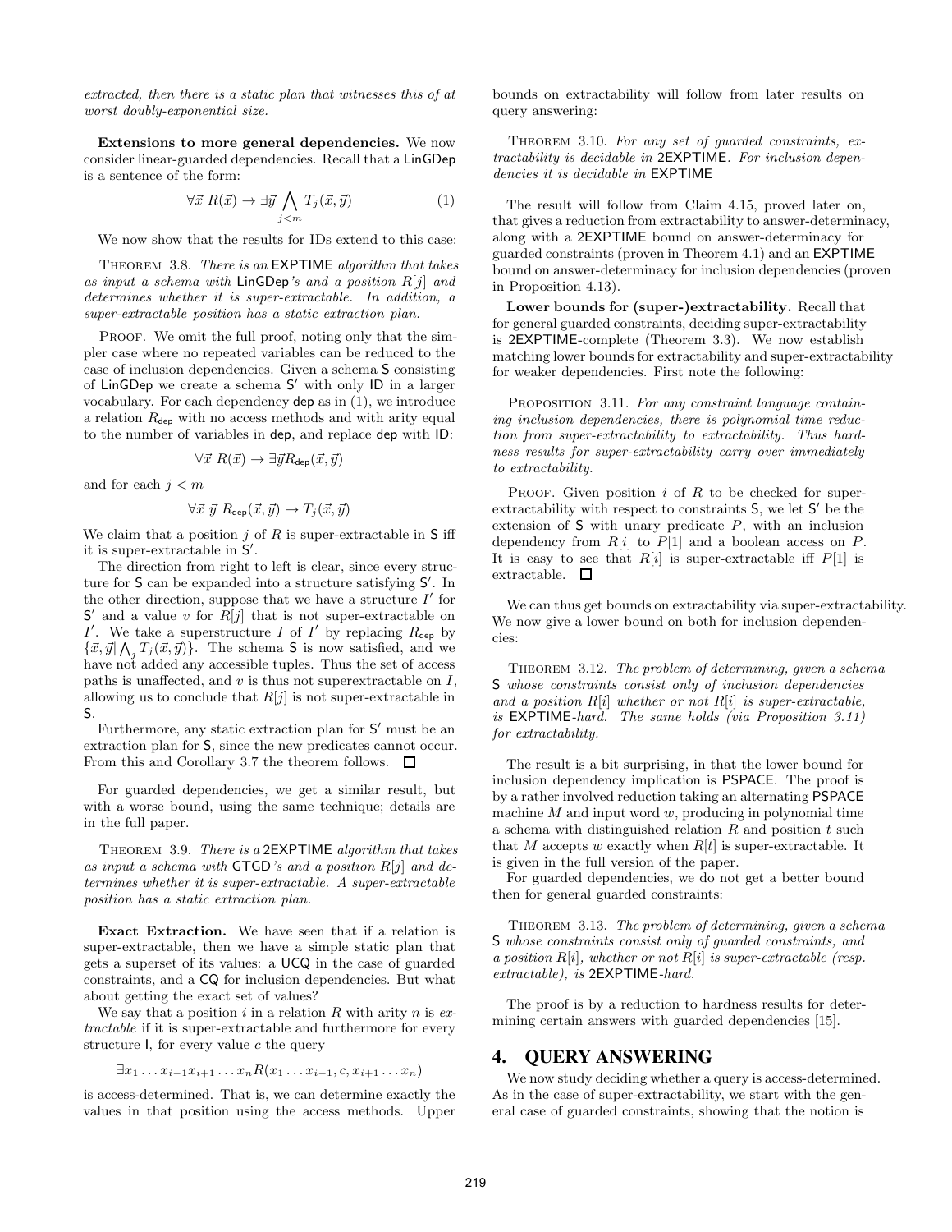*extracted, then there is a static plan that witnesses this of at worst doubly-exponential size.*

**Extensions to more general dependencies.** We now consider linear-guarded dependencies. Recall that a LinGDep is a sentence of the form:

$$\forall \vec{x} \; R(\vec{x}) \rightarrow \exists \vec{y} \bigwedge_{j<m} T_j(\vec{x}, \vec{y}) \qquad (1)$$

We now show that the results for IDs extend to this case:

THEOREM 3.8. *There is an* EXPTIME *algorithm that takes as input a schema with* LinGDep*'s and a position* $R[j]$ *and determines whether it is super-extractable. In addition, a super-extractable position has a static extraction plan.*

PROOF. We omit the full proof, noting only that the simpler case where no repeated variables can be reduced to the case of inclusion dependencies. Given a schema S consisting of LinGDep we create a schema S′ with only ID in a larger vocabulary. For each dependency dep as in (1), we introduce a relation $R_{\mathsf{dep}}$ with no access methods and with arity equal to the number of variables in dep, and replace dep with ID:

$$\forall \vec{x} \; R(\vec{x}) \rightarrow \exists \vec{y} R_{\mathsf{dep}}(\vec{x}, \vec{y})$$

and for each $j < m$

$$\forall \vec{x} \; \vec{y} \; R_{\mathsf{dep}}(\vec{x}, \vec{y}) \rightarrow T_j(\vec{x}, \vec{y})$$

We claim that a position $j$ of $R$ is super-extractable in S iff it is super-extractable in S′.

The direction from right to left is clear, since every structure for S can be expanded into a structure satisfying S′. In the other direction, suppose that we have a structure $I'$ for S′ and a value $v$ for $R[j]$ that is not super-extractable on $I'$. We take a superstructure $I$ of $I'$ by replacing $R_{\mathsf{dep}}$ by $\{\vec{x}, \vec{y} | \bigwedge_j T_j(\vec{x}, \vec{y})\}$. The schema S is now satisfied, and we have not added any accessible tuples. Thus the set of access paths is unaffected, and $v$ is thus not superextractable on $I$, allowing us to conclude that $R[j]$ is not super-extractable in S.

Furthermore, any static extraction plan for S′ must be an extraction plan for S, since the new predicates cannot occur. From this and Corollary 3.7 the theorem follows. □

For guarded dependencies, we get a similar result, but with a worse bound, using the same technique; details are in the full paper.

THEOREM 3.9. *There is a* 2EXPTIME *algorithm that takes as input a schema with* GTGD*'s and a position* $R[j]$ *and determines whether it is super-extractable. A super-extractable position has a static extraction plan.*

**Exact Extraction.** We have seen that if a relation is super-extractable, then we have a simple static plan that gets a superset of its values: a UCQ in the case of guarded constraints, and a CQ for inclusion dependencies. But what about getting the exact set of values?

We say that a position $i$ in a relation $R$ with arity $n$ is *extractable* if it is super-extractable and furthermore for every structure I, for every value $c$ the query

$$\exists x_1 \ldots x_{i-1} x_{i+1} \ldots x_n R(x_1 \ldots x_{i-1}, c, x_{i+1} \ldots x_n)$$

is access-determined. That is, we can determine exactly the values in that position using the access methods. Upper bounds on extractability will follow from later results on query answering:

THEOREM 3.10. *For any set of guarded constraints, extractability is decidable in* 2EXPTIME*. For inclusion dependencies it is decidable in* EXPTIME

The result will follow from Claim 4.15, proved later on, that gives a reduction from extractability to answer-determinacy, along with a 2EXPTIME bound on answer-determinacy for guarded constraints (proven in Theorem 4.1) and an EXPTIME bound on answer-determinacy for inclusion dependencies (proven in Proposition 4.13).

**Lower bounds for (super-)extractability.** Recall that for general guarded constraints, deciding super-extractability is 2EXPTIME-complete (Theorem 3.3). We now establish matching lower bounds for extractability and super-extractability for weaker dependencies. First note the following:

PROPOSITION 3.11. *For any constraint language containing inclusion dependencies, there is polynomial time reduction from super-extractability to extractability. Thus hardness results for super-extractability carry over immediately to extractability.*

PROOF. Given position $i$ of $R$ to be checked for super-extractability with respect to constraints S, we let S′ be the extension of S with unary predicate $P$, with an inclusion dependency from $R[i]$ to $P[1]$ and a boolean access on $P$. It is easy to see that $R[i]$ is super-extractable iff $P[1]$ is extractable. □

We can thus get bounds on extractability via super-extractability. We now give a lower bound on both for inclusion dependencies:

THEOREM 3.12. *The problem of determining, given a schema* S *whose constraints consist only of inclusion dependencies and a position* $R[i]$ *whether or not* $R[i]$ *is super-extractable, is* EXPTIME*-hard. The same holds (via Proposition 3.11) for extractability.*

The result is a bit surprising, in that the lower bound for inclusion dependency implication is PSPACE. The proof is by a rather involved reduction taking an alternating PSPACE machine $M$ and input word $w$, producing in polynomial time a schema with distinguished relation $R$ and position $t$ such that $M$ accepts $w$ exactly when $R[t]$ is super-extractable. It is given in the full version of the paper.

For guarded dependencies, we do not get a better bound then for general guarded constraints:

THEOREM 3.13. *The problem of determining, given a schema* S *whose constraints consist only of guarded constraints, and a position* $R[i]$*, whether or not* $R[i]$ *is super-extractable (resp. extractable), is* 2EXPTIME*-hard.*

The proof is by a reduction to hardness results for determining certain answers with guarded dependencies [15].

# 4. QUERY ANSWERING

We now study deciding whether a query is access-determined. As in the case of super-extractability, we start with the general case of guarded constraints, showing that the notion is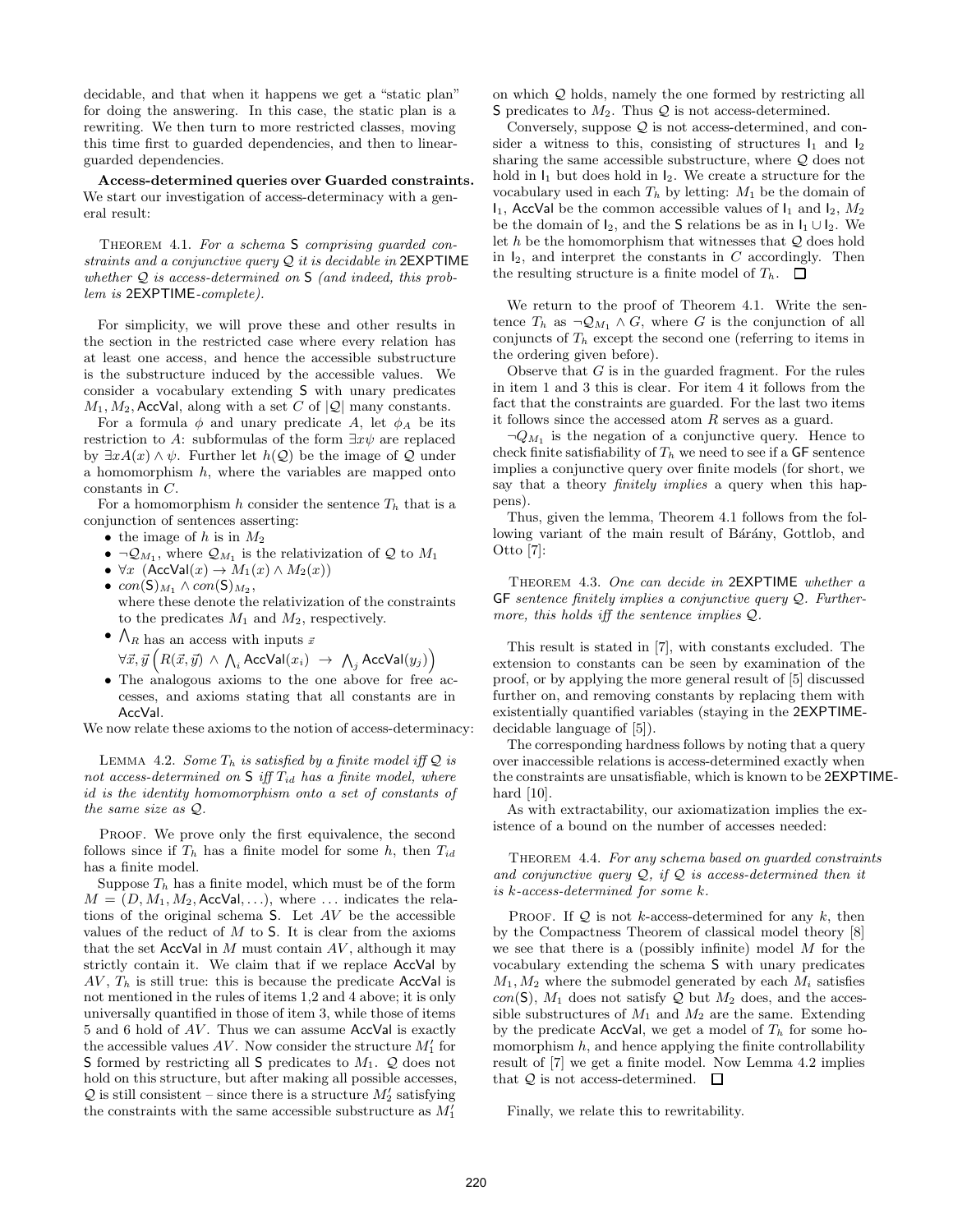decidable, and that when it happens we get a "static plan" for doing the answering. In this case, the static plan is a rewriting. We then turn to more restricted classes, moving this time first to guarded dependencies, and then to linear-guarded dependencies.

**Access-determined queries over Guarded constraints.** We start our investigation of access-determinacy with a general result:

THEOREM 4.1. *For a schema* S *comprising guarded constraints and a conjunctive query* $\mathcal{Q}$ *it is decidable in* 2EXPTIME *whether* $\mathcal{Q}$ *is access-determined on* S *(and indeed, this problem is* 2EXPTIME*-complete).*

For simplicity, we will prove these and other results in the section in the restricted case where every relation has at least one access, and hence the accessible substructure is the substructure induced by the accessible values. We consider a vocabulary extending S with unary predicates $M_1, M_2, \mathsf{AccVal}$, along with a set $C$ of $|\mathcal{Q}|$ many constants.

For a formula $\phi$ and unary predicate $A$, let $\phi_A$ be its restriction to $A$: subformulas of the form $\exists x \psi$ are replaced by $\exists x A(x) \wedge \psi$. Further let $h(\mathcal{Q})$ be the image of $\mathcal{Q}$ under a homomorphism $h$, where the variables are mapped onto constants in $C$.

For a homomorphism $h$ consider the sentence $T_h$ that is a conjunction of sentences asserting:

- the image of $h$ is in $M_2$
- $\neg\mathcal{Q}_{M_1}$, where $\mathcal{Q}_{M_1}$ is the relativization of $\mathcal{Q}$ to $M_1$
- $\forall x \ (\mathsf{AccVal}(x) \rightarrow M_1(x) \wedge M_2(x))$
- $con(\mathsf{S})_{M_1} \wedge con(\mathsf{S})_{M_2}$, where these denote the relativization of the constraints to the predicates $M_1$ and $M_2$, respectively.
- $\bigwedge_{R \text{ has an access with inputs } \vec{x}}$ $\forall \vec{x}, \vec{y} \left( R(\vec{x}, \vec{y}) \wedge \bigwedge_i \mathsf{AccVal}(x_i) \rightarrow \bigwedge_j \mathsf{AccVal}(y_j) \right)$
- The analogous axioms to the one above for free accesses, and axioms stating that all constants are in $\mathsf{AccVal}$.

We now relate these axioms to the notion of access-determinacy:

LEMMA 4.2. *Some* $T_h$ *is satisfied by a finite model iff* $\mathcal{Q}$ *is not access-determined on* S *iff* $T_{id}$ *has a finite model, where id is the identity homomorphism onto a set of constants of the same size as* $\mathcal{Q}$.

PROOF. We prove only the first equivalence, the second follows since if $T_h$ has a finite model for some $h$, then $T_{id}$ has a finite model.

Suppose $T_h$ has a finite model, which must be of the form $M = (D, M_1, M_2, \mathsf{AccVal}, \ldots)$, where $\ldots$ indicates the relations of the original schema S. Let $AV$ be the accessible values of the reduct of $M$ to S. It is clear from the axioms that the set $\mathsf{AccVal}$ in $M$ must contain $AV$, although it may strictly contain it. We claim that if we replace $\mathsf{AccVal}$ by $AV$, $T_h$ is still true: this is because the predicate $\mathsf{AccVal}$ is not mentioned in the rules of items 1,2 and 4 above; it is only universally quantified in those of item 3, while those of items 5 and 6 hold of $AV$. Thus we can assume $\mathsf{AccVal}$ is exactly the accessible values $AV$. Now consider the structure $M_1'$ for S formed by restricting all S predicates to $M_1$. $\mathcal{Q}$ does not hold on this structure, but after making all possible accesses, $\mathcal{Q}$ is still consistent – since there is a structure $M_2'$ satisfying the constraints with the same accessible substructure as $M_1'$ on which $\mathcal{Q}$ holds, namely the one formed by restricting all S predicates to $M_2$. Thus $\mathcal{Q}$ is not access-determined.

Conversely, suppose $\mathcal{Q}$ is not access-determined, and consider a witness to this, consisting of structures $\mathsf{I}_1$ and $\mathsf{I}_2$ sharing the same accessible substructure, where $\mathcal{Q}$ does not hold in $\mathsf{I}_1$ but does hold in $\mathsf{I}_2$. We create a structure for the vocabulary used in each $T_h$ by letting: $M_1$ be the domain of $\mathsf{I}_1$, $\mathsf{AccVal}$ be the common accessible values of $\mathsf{I}_1$ and $\mathsf{I}_2$, $M_2$ be the domain of $\mathsf{I}_2$, and the S relations be as in $\mathsf{I}_1 \cup \mathsf{I}_2$. We let $h$ be the homomorphism that witnesses that $\mathcal{Q}$ does hold in $\mathsf{I}_2$, and interpret the constants in $C$ accordingly. Then the resulting structure is a finite model of $T_h$. $\square$

We return to the proof of Theorem 4.1. Write the sentence $T_h$ as $\neg\mathcal{Q}_{M_1} \wedge G$, where $G$ is the conjunction of all conjuncts of $T_h$ except the second one (referring to items in the ordering given before).

Observe that $G$ is in the guarded fragment. For the rules in item 1 and 3 this is clear. For item 4 it follows from the fact that the constraints are guarded. For the last two items it follows since the accessed atom $R$ serves as a guard.

$\neg Q_{M_1}$ is the negation of a conjunctive query. Hence to check finite satisfiability of $T_h$ we need to see if a GF sentence implies a conjunctive query over finite models (for short, we say that a theory *finitely implies* a query when this happens).

Thus, given the lemma, Theorem 4.1 follows from the following variant of the main result of Bárány, Gottlob, and Otto [7]:

THEOREM 4.3. *One can decide in* 2EXPTIME *whether a* GF *sentence finitely implies a conjunctive query* $\mathcal{Q}$. *Furthermore, this holds iff the sentence implies* $\mathcal{Q}$.

This result is stated in [7], with constants excluded. The extension to constants can be seen by examination of the proof, or by applying the more general result of [5] discussed further on, and removing constants by replacing them with existentially quantified variables (staying in the 2EXPTIME-decidable language of [5]).

The corresponding hardness follows by noting that a query over inaccessible relations is access-determined exactly when the constraints are unsatisfiable, which is known to be 2EXPTIME-hard [10].

As with extractability, our axiomatization implies the existence of a bound on the number of accesses needed:

THEOREM 4.4. *For any schema based on guarded constraints and conjunctive query* $\mathcal{Q}$, *if* $\mathcal{Q}$ *is access-determined then it is k-access-determined for some k.*

PROOF. If $\mathcal{Q}$ is not $k$-access-determined for any $k$, then by the Compactness Theorem of classical model theory [8] we see that there is a (possibly infinite) model $M$ for the vocabulary extending the schema S with unary predicates $M_1, M_2$ where the submodel generated by each $M_i$ satisfies $con(\mathsf{S})$, $M_1$ does not satisfy $\mathcal{Q}$ but $M_2$ does, and the accessible substructures of $M_1$ and $M_2$ are the same. Extending by the predicate $\mathsf{AccVal}$, we get a model of $T_h$ for some homomorphism $h$, and hence applying the finite controllability result of [7] we get a finite model. Now Lemma 4.2 implies that $\mathcal{Q}$ is not access-determined. $\square$

Finally, we relate this to rewritability.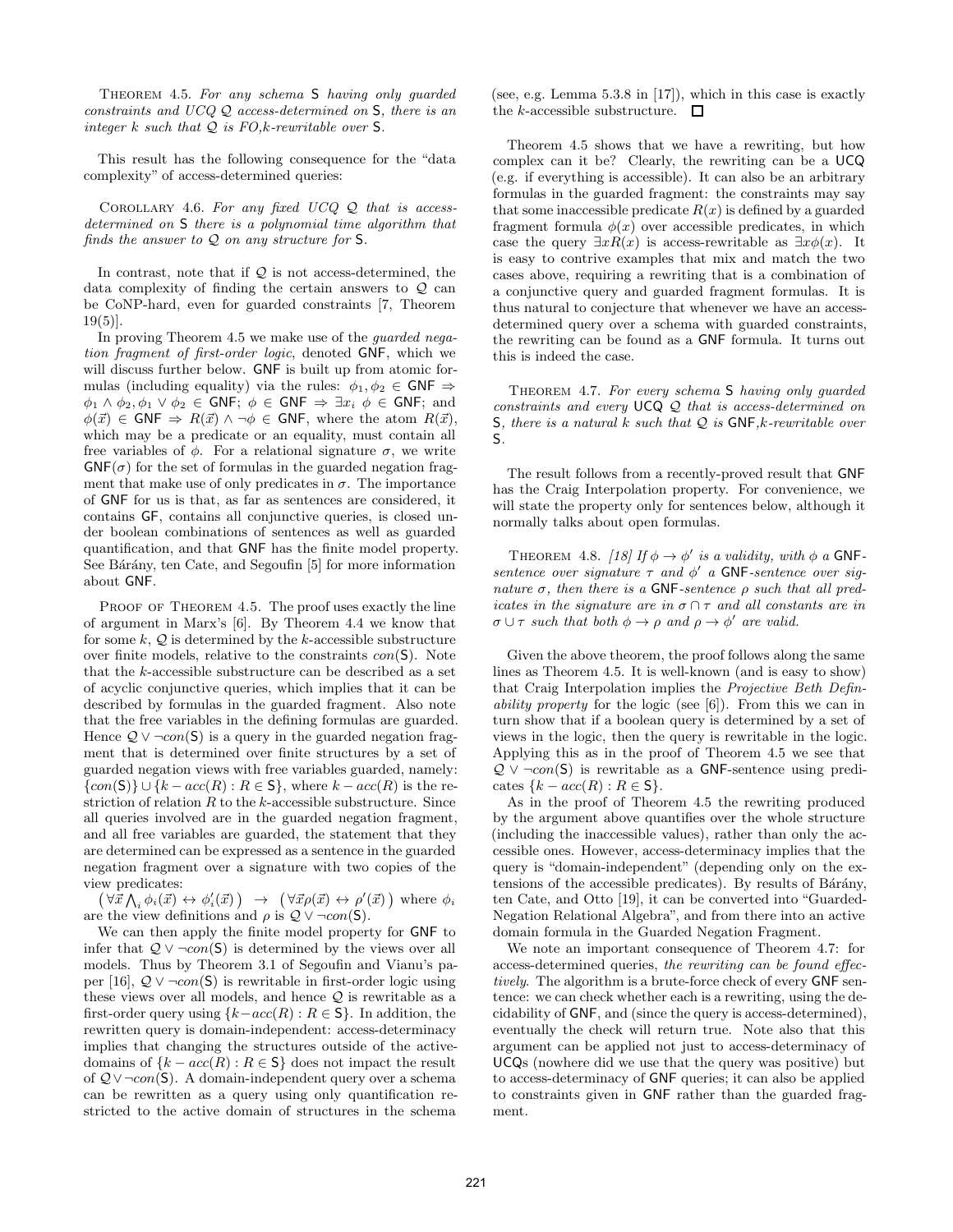**Theorem 4.5.** *For any schema* $\mathsf{S}$ *having only guarded constraints and UCQ* $\mathcal{Q}$ *access-determined on* $\mathsf{S}$*, there is an integer* $k$ *such that* $\mathcal{Q}$ *is FO,k-rewritable over* $\mathsf{S}$.

This result has the following consequence for the "data complexity" of access-determined queries:

**Corollary 4.6.** *For any fixed UCQ* $\mathcal{Q}$ *that is access-determined on* $\mathsf{S}$ *there is a polynomial time algorithm that finds the answer to* $\mathcal{Q}$ *on any structure for* $\mathsf{S}$.

In contrast, note that if $\mathcal{Q}$ is not access-determined, the data complexity of finding the certain answers to $\mathcal{Q}$ can be CoNP-hard, even for guarded constraints [7, Theorem 19(5)].

In proving Theorem 4.5 we make use of the *guarded negation fragment of first-order logic*, denoted GNF, which we will discuss further below. GNF is built up from atomic formulas (including equality) via the rules: $\phi_1, \phi_2 \in \mathsf{GNF} \Rightarrow \phi_1 \wedge \phi_2, \phi_1 \vee \phi_2 \in \mathsf{GNF}$; $\phi \in \mathsf{GNF} \Rightarrow \exists x_i\ \phi \in \mathsf{GNF}$; and $\phi(\vec{x}) \in \mathsf{GNF} \Rightarrow R(\vec{x}) \wedge \neg\phi \in \mathsf{GNF}$, where the atom $R(\vec{x})$, which may be a predicate or an equality, must contain all free variables of $\phi$. For a relational signature $\sigma$, we write $\mathsf{GNF}(\sigma)$ for the set of formulas in the guarded negation fragment that make use of only predicates in $\sigma$. The importance of GNF for us is that, as far as sentences are considered, it contains GF, contains all conjunctive queries, is closed under boolean combinations of sentences as well as guarded quantification, and that GNF has the finite model property. See Bárány, ten Cate, and Segoufin [5] for more information about GNF.

**Proof of Theorem 4.5.** The proof uses exactly the line of argument in Marx's [6]. By Theorem 4.4 we know that for some $k$, $\mathcal{Q}$ is determined by the $k$-accessible substructure over finite models, relative to the constraints $con(\mathsf{S})$. Note that the $k$-accessible substructure can be described as a set of acyclic conjunctive queries, which implies that it can be described by formulas in the guarded fragment. Also note that the free variables in the defining formulas are guarded. Hence $\mathcal{Q} \vee \neg con(\mathsf{S})$ is a query in the guarded negation fragment that is determined over finite structures by a set of guarded negation views with free variables guarded, namely: $\{con(\mathsf{S})\} \cup \{k-acc(R) : R \in \mathsf{S}\}$, where $k-acc(R)$ is the restriction of relation $R$ to the $k$-accessible substructure. Since all queries involved are in the guarded negation fragment, and all free variables are guarded, the statement that they are determined can be expressed as a sentence in the guarded negation fragment over a signature with two copies of the view predicates:
$\left(\forall\vec{x} \bigwedge_i \phi_i(\vec{x}) \leftrightarrow \phi'_i(\vec{x})\right) \;\rightarrow\; \left(\forall\vec{x}\rho(\vec{x}) \leftrightarrow \rho'(\vec{x})\right)$ where $\phi_i$ are the view definitions and $\rho$ is $\mathcal{Q} \vee \neg con(\mathsf{S})$.

We can then apply the finite model property for GNF to infer that $\mathcal{Q} \vee \neg con(\mathsf{S})$ is determined by the views over all models. Thus by Theorem 3.1 of Segoufin and Vianu's paper [16], $\mathcal{Q} \vee \neg con(\mathsf{S})$ is rewritable in first-order logic using these views over all models, and hence $\mathcal{Q}$ is rewritable as a first-order query using $\{k-acc(R) : R \in \mathsf{S}\}$. In addition, the rewritten query is domain-independent: access-determinacy implies that changing the structures outside of the active-domains of $\{k-acc(R) : R \in \mathsf{S}\}$ does not impact the result of $\mathcal{Q} \vee \neg con(\mathsf{S})$. A domain-independent query over a schema can be rewritten as a query using only quantification restricted to the active domain of structures in the schema (see, e.g. Lemma 5.3.8 in [17]), which in this case is exactly the $k$-accessible substructure. $\square$

Theorem 4.5 shows that we have a rewriting, but how complex can it be? Clearly, the rewriting can be a UCQ (e.g. if everything is accessible). It can also be an arbitrary formulas in the guarded fragment: the constraints may say that some inaccessible predicate $R(x)$ is defined by a guarded fragment formula $\phi(x)$ over accessible predicates, in which case the query $\exists x R(x)$ is access-rewritable as $\exists x \phi(x)$. It is easy to contrive examples that mix and match the two cases above, requiring a rewriting that is a combination of a conjunctive query and guarded fragment formulas. It is thus natural to conjecture that whenever we have an access-determined query over a schema with guarded constraints, the rewriting can be found as a GNF formula. It turns out this is indeed the case.

**Theorem 4.7.** *For every schema* $\mathsf{S}$ *having only guarded constraints and every* UCQ $\mathcal{Q}$ *that is access-determined on* $\mathsf{S}$*, there is a natural* $k$ *such that* $\mathcal{Q}$ *is* GNF*,k-rewritable over* $\mathsf{S}$.

The result follows from a recently-proved result that GNF has the Craig Interpolation property. For convenience, we will state the property only for sentences below, although it normally talks about open formulas.

**Theorem 4.8.** *[18] If* $\phi \rightarrow \phi'$ *is a validity, with* $\phi$ *a* GNF*-sentence over signature* $\tau$ *and* $\phi'$ *a* GNF*-sentence over signature* $\sigma$*, then there is a* GNF*-sentence* $\rho$ *such that all predicates in the signature are in* $\sigma \cap \tau$ *and all constants are in* $\sigma \cup \tau$ *such that both* $\phi \rightarrow \rho$ *and* $\rho \rightarrow \phi'$ *are valid.*

Given the above theorem, the proof follows along the same lines as Theorem 4.5. It is well-known (and is easy to show) that Craig Interpolation implies the *Projective Beth Definability property* for the logic (see [6]). From this we can in turn show that if a boolean query is determined by a set of views in the logic, then the query is rewritable in the logic. Applying this as in the proof of Theorem 4.5 we see that $\mathcal{Q} \vee \neg con(\mathsf{S})$ is rewritable as a GNF-sentence using predicates $\{k-acc(R) : R \in \mathsf{S}\}$.

As in the proof of Theorem 4.5 the rewriting produced by the argument above quantifies over the whole structure (including the inaccessible values), rather than only the accessible ones. However, access-determinacy implies that the query is "domain-independent" (depending only on the extensions of the accessible predicates). By results of Bárány, ten Cate, and Otto [19], it can be converted into "Guarded-Negation Relational Algebra", and from there into an active domain formula in the Guarded Negation Fragment.

We note an important consequence of Theorem 4.7: for access-determined queries, *the rewriting can be found effectively*. The algorithm is a brute-force check of every GNF sentence: we can check whether each is a rewriting, using the decidability of GNF, and (since the query is access-determined), eventually the check will return true. Note also that this argument can be applied not just to access-determinacy of UCQs (nowhere did we use that the query was positive) but to access-determinacy of GNF queries; it can also be applied to constraints given in GNF rather than the guarded fragment.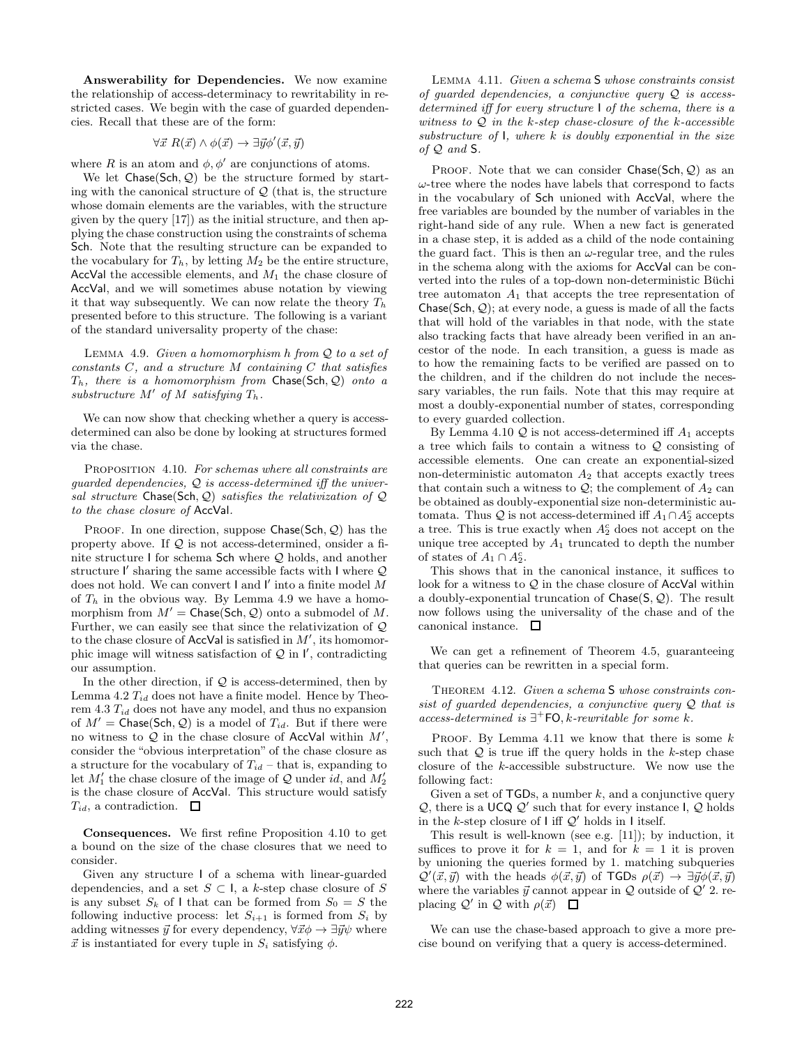**Answerability for Dependencies.** We now examine the relationship of access-determinacy to rewritability in restricted cases. We begin with the case of guarded dependencies. Recall that these are of the form:

$$\forall \vec{x}\ R(\vec{x}) \wedge \phi(\vec{x}) \rightarrow \exists \vec{y} \phi'(\vec{x}, \vec{y})$$

where $R$ is an atom and $\phi, \phi'$ are conjunctions of atoms.

We let $\mathsf{Chase}(\mathsf{Sch}, \mathcal{Q})$ be the structure formed by starting with the canonical structure of $\mathcal{Q}$ (that is, the structure whose domain elements are the variables, with the structure given by the query [17]) as the initial structure, and then applying the chase construction using the constraints of schema Sch. Note that the resulting structure can be expanded to the vocabulary for $T_h$, by letting $M_2$ be the entire structure, AccVal the accessible elements, and $M_1$ the chase closure of AccVal, and we will sometimes abuse notation by viewing it that way subsequently. We can now relate the theory $T_h$ presented before to this structure. The following is a variant of the standard universality property of the chase:

Lemma 4.9. *Given a homomorphism $h$ from $\mathcal{Q}$ to a set of constants $C$, and a structure $M$ containing $C$ that satisfies $T_h$, there is a homomorphism from $\mathsf{Chase}(\mathsf{Sch}, \mathcal{Q})$ onto a substructure $M'$ of $M$ satisfying $T_h$.*

We can now show that checking whether a query is access-determined can also be done by looking at structures formed via the chase.

Proposition 4.10. *For schemas where all constraints are guarded dependencies, $\mathcal{Q}$ is access-determined iff the universal structure $\mathsf{Chase}(\mathsf{Sch}, \mathcal{Q})$ satisfies the relativization of $\mathcal{Q}$ to the chase closure of AccVal.*

Proof. In one direction, suppose $\mathsf{Chase}(\mathsf{Sch}, \mathcal{Q})$ has the property above. If $\mathcal{Q}$ is not access-determined, onsider a finite structure I for schema Sch where $\mathcal{Q}$ holds, and another structure I′ sharing the same accessible facts with I where $\mathcal{Q}$ does not hold. We can convert I and I′ into a finite model $M$ of $T_h$ in the obvious way. By Lemma 4.9 we have a homomorphism from $M' = \mathsf{Chase}(\mathsf{Sch}, \mathcal{Q})$ onto a submodel of $M$. Further, we can easily see that since the relativization of $\mathcal{Q}$ to the chase closure of AccVal is satisfied in $M'$, its homomorphic image will witness satisfaction of $\mathcal{Q}$ in I′, contradicting our assumption.

In the other direction, if $\mathcal{Q}$ is access-determined, then by Lemma 4.2 $T_{id}$ does not have a finite model. Hence by Theorem 4.3 $T_{id}$ does not have any model, and thus no expansion of $M' = \mathsf{Chase}(\mathsf{Sch}, \mathcal{Q})$ is a model of $T_{id}$. But if there were no witness to $\mathcal{Q}$ in the chase closure of AccVal within $M'$, consider the "obvious interpretation" of the chase closure as a structure for the vocabulary of $T_{id}$ – that is, expanding to let $M'_1$ the chase closure of the image of $\mathcal{Q}$ under $id$, and $M'_2$ is the chase closure of AccVal. This structure would satisfy $T_{id}$, a contradiction. ☐

**Consequences.** We first refine Proposition 4.10 to get a bound on the size of the chase closures that we need to consider.

Given any structure I of a schema with linear-guarded dependencies, and a set $S \subset$ I, a $k$-step chase closure of $S$ is any subset $S_k$ of I that can be formed from $S_0 = S$ the following inductive process: let $S_{i+1}$ is formed from $S_i$ by adding witnesses $\vec{y}$ for every dependency, $\forall \vec{x} \phi \rightarrow \exists \vec{y} \psi$ where $\vec{x}$ is instantiated for every tuple in $S_i$ satisfying $\phi$.

Lemma 4.11. *Given a schema* S *whose constraints consist of guarded dependencies, a conjunctive query $\mathcal{Q}$ is access-determined iff for every structure* I *of the schema, there is a witness to $\mathcal{Q}$ in the $k$-step chase-closure of the $k$-accessible substructure of* I*, where $k$ is doubly exponential in the size of $\mathcal{Q}$ and* S*.*

Proof. Note that we can consider $\mathsf{Chase}(\mathsf{Sch}, \mathcal{Q})$ as an $\omega$-tree where the nodes have labels that correspond to facts in the vocabulary of Sch unioned with AccVal, where the free variables are bounded by the number of variables in the right-hand side of any rule. When a new fact is generated in a chase step, it is added as a child of the node containing the guard fact. This is then an $\omega$-regular tree, and the rules in the schema along with the axioms for AccVal can be converted into the rules of a top-down non-deterministic Büchi tree automaton $A_1$ that accepts the tree representation of $\mathsf{Chase}(\mathsf{Sch}, \mathcal{Q})$; at every node, a guess is made of all the facts that will hold of the variables in that node, with the state also tracking facts that have already been verified in an ancestor of the node. In each transition, a guess is made as to how the remaining facts to be verified are passed on to the children, and if the children do not include the necessary variables, the run fails. Note that this may require at most a doubly-exponential number of states, corresponding to every guarded collection.

By Lemma 4.10 $\mathcal{Q}$ is not access-determined iff $A_1$ accepts a tree which fails to contain a witness to $\mathcal{Q}$ consisting of accessible elements. One can create an exponential-sized non-deterministic automaton $A_2$ that accepts exactly trees that contain such a witness to $\mathcal{Q}$; the complement of $A_2$ can be obtained as doubly-exponential size non-deterministic automata. Thus $\mathcal{Q}$ is not access-determined iff $A_1 \cap A_2^c$ accepts a tree. This is true exactly when $A_2^c$ does not accept on the unique tree accepted by $A_1$ truncated to depth the number of states of $A_1 \cap A_2^c$.

This shows that in the canonical instance, it suffices to look for a witness to $\mathcal{Q}$ in the chase closure of AccVal within a doubly-exponential truncation of $\mathsf{Chase}(\mathsf{S}, \mathcal{Q})$. The result now follows using the universality of the chase and of the canonical instance. ☐

We can get a refinement of Theorem 4.5, guaranteeing that queries can be rewritten in a special form.

Theorem 4.12. *Given a schema* S *whose constraints consist of guarded dependencies, a conjunctive query $\mathcal{Q}$ that is access-determined is $\exists^+\mathsf{FO}, k$-rewritable for some $k$.*

Proof. By Lemma 4.11 we know that there is some $k$ such that $\mathcal{Q}$ is true iff the query holds in the $k$-step chase closure of the $k$-accessible substructure. We now use the following fact:

Given a set of TGDs, a number $k$, and a conjunctive query $\mathcal{Q}$, there is a UCQ $\mathcal{Q}'$ such that for every instance I, $\mathcal{Q}$ holds in the $k$-step closure of I iff $\mathcal{Q}'$ holds in I itself.

This result is well-known (see e.g. [11]); by induction, it suffices to prove it for $k = 1$, and for $k = 1$ it is proven by unioning the queries formed by 1. matching subqueries $\mathcal{Q}'(\vec{x}, \vec{y})$ with the heads $\phi(\vec{x}, \vec{y})$ of TGDs $\rho(\vec{x}) \rightarrow \exists \vec{y} \phi(\vec{x}, \vec{y})$ where the variables $\vec{y}$ cannot appear in $\mathcal{Q}$ outside of $\mathcal{Q}'$ 2. replacing $\mathcal{Q}'$ in $\mathcal{Q}$ with $\rho(\vec{x})$ ☐

We can use the chase-based approach to give a more precise bound on verifying that a query is access-determined.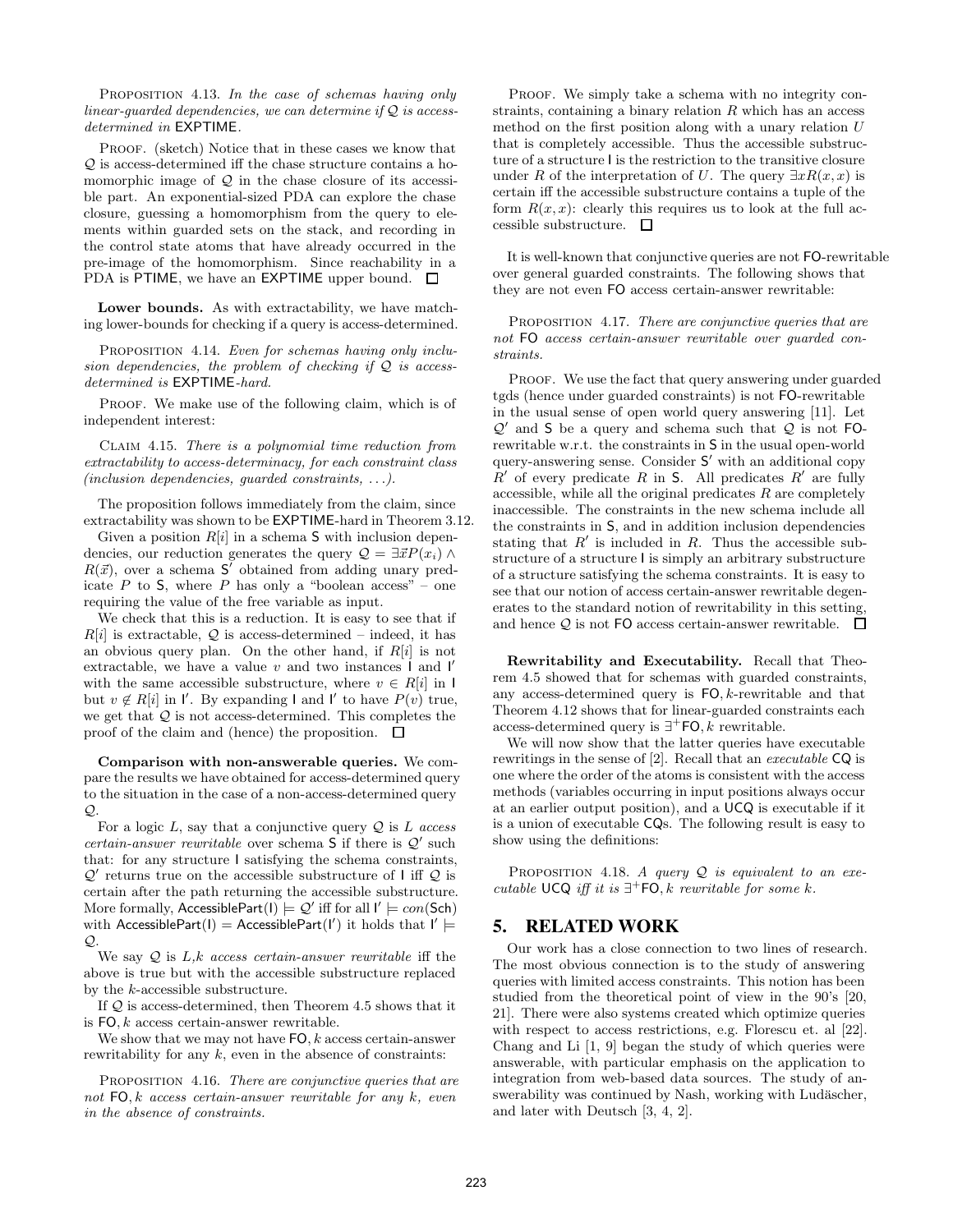Proposition 4.13. *In the case of schemas having only linear-guarded dependencies, we can determine if $\mathcal{Q}$ is access-determined in* EXPTIME.

Proof. (sketch) Notice that in these cases we know that $\mathcal{Q}$ is access-determined iff the chase structure contains a homomorphic image of $\mathcal{Q}$ in the chase closure of its accessible part. An exponential-sized PDA can explore the chase closure, guessing a homomorphism from the query to elements within guarded sets on the stack, and recording in the control state atoms that have already occurred in the pre-image of the homomorphism. Since reachability in a PDA is PTIME, we have an EXPTIME upper bound. □

**Lower bounds.** As with extractability, we have matching lower-bounds for checking if a query is access-determined.

Proposition 4.14. *Even for schemas having only inclusion dependencies, the problem of checking if $\mathcal{Q}$ is access-determined is* EXPTIME*-hard.*

Proof. We make use of the following claim, which is of independent interest:

Claim 4.15. *There is a polynomial time reduction from extractability to access-determinacy, for each constraint class (inclusion dependencies, guarded constraints, ...).*

The proposition follows immediately from the claim, since extractability was shown to be EXPTIME-hard in Theorem 3.12.

Given a position $R[i]$ in a schema $\mathsf{S}$ with inclusion dependencies, our reduction generates the query $\mathcal{Q} = \exists \vec{x} P(x_i) \wedge R(\vec{x})$, over a schema $\mathsf{S}'$ obtained from adding unary predicate $P$ to $\mathsf{S}$, where $P$ has only a "boolean access" – one requiring the value of the free variable as input.

We check that this is a reduction. It is easy to see that if $R[i]$ is extractable, $\mathcal{Q}$ is access-determined – indeed, it has an obvious query plan. On the other hand, if $R[i]$ is not extractable, we have a value $v$ and two instances $\mathsf{I}$ and $\mathsf{I}'$ with the same accessible substructure, where $v \in R[i]$ in $\mathsf{I}$ but $v \notin R[i]$ in $\mathsf{I}'$. By expanding $\mathsf{I}$ and $\mathsf{I}'$ to have $P(v)$ true, we get that $\mathcal{Q}$ is not access-determined. This completes the proof of the claim and (hence) the proposition. □

**Comparison with non-answerable queries.** We compare the results we have obtained for access-determined query to the situation in the case of a non-access-determined query $\mathcal{Q}$.

For a logic $L$, say that a conjunctive query $\mathcal{Q}$ is *$L$ access certain-answer rewritable* over schema $\mathsf{S}$ if there is $\mathcal{Q}'$ such that: for any structure $\mathsf{I}$ satisfying the schema constraints, $\mathcal{Q}'$ returns true on the accessible substructure of $\mathsf{I}$ iff $\mathcal{Q}$ is certain after the path returning the accessible substructure. More formally, $\mathsf{AccessiblePart}(\mathsf{I}) \models \mathcal{Q}'$ iff for all $\mathsf{I}' \models con(\mathsf{Sch})$ with $\mathsf{AccessiblePart}(\mathsf{I}) = \mathsf{AccessiblePart}(\mathsf{I}')$ it holds that $\mathsf{I}' \models \mathcal{Q}$.

We say $\mathcal{Q}$ is *$L,k$ access certain-answer rewritable* iff the above is true but with the accessible substructure replaced by the $k$-accessible substructure.

If $\mathcal{Q}$ is access-determined, then Theorem 4.5 shows that it is $\mathsf{FO}, k$ access certain-answer rewritable.

We show that we may not have $\mathsf{FO}, k$ access certain-answer rewritability for any $k$, even in the absence of constraints:

Proposition 4.16. *There are conjunctive queries that are not $\mathsf{FO}, k$ access certain-answer rewritable for any $k$, even in the absence of constraints.*

Proof. We simply take a schema with no integrity constraints, containing a binary relation $R$ which has an access method on the first position along with a unary relation $U$ that is completely accessible. Thus the accessible substructure of a structure $\mathsf{I}$ is the restriction to the transitive closure under $R$ of the interpretation of $U$. The query $\exists x R(x, x)$ is certain iff the accessible substructure contains a tuple of the form $R(x, x)$: clearly this requires us to look at the full accessible substructure. □

It is well-known that conjunctive queries are not FO-rewritable over general guarded constraints. The following shows that they are not even FO access certain-answer rewritable:

Proposition 4.17. *There are conjunctive queries that are not* FO *access certain-answer rewritable over guarded constraints.*

Proof. We use the fact that query answering under guarded tgds (hence under guarded constraints) is not FO-rewritable in the usual sense of open world query answering [11]. Let $\mathcal{Q}'$ and $\mathsf{S}$ be a query and schema such that $\mathcal{Q}$ is not FO-rewritable w.r.t. the constraints in $\mathsf{S}$ in the usual open-world query-answering sense. Consider $\mathsf{S}'$ with an additional copy $R'$ of every predicate $R$ in $\mathsf{S}$. All predicates $R'$ are fully accessible, while all the original predicates $R$ are completely inaccessible. The constraints in the new schema include all the constraints in $\mathsf{S}$, and in addition inclusion dependencies stating that $R'$ is included in $R$. Thus the accessible substructure of a structure $\mathsf{I}$ is simply an arbitrary substructure of a structure satisfying the schema constraints. It is easy to see that our notion of access certain-answer rewritable degenerates to the standard notion of rewritability in this setting, and hence $\mathcal{Q}$ is not FO access certain-answer rewritable. □

**Rewritability and Executability.** Recall that Theorem 4.5 showed that for schemas with guarded constraints, any access-determined query is $\mathsf{FO}, k$-rewritable and that Theorem 4.12 shows that for linear-guarded constraints each access-determined query is $\exists^+\mathsf{FO}, k$ rewritable.

We will now show that the latter queries have executable rewritings in the sense of [2]. Recall that an *executable* CQ is one where the order of the atoms is consistent with the access methods (variables occurring in input positions always occur at an earlier output position), and a UCQ is executable if it is a union of executable CQs. The following result is easy to show using the definitions:

Proposition 4.18. *A query $\mathcal{Q}$ is equivalent to an executable* UCQ *iff it is $\exists^+\mathsf{FO}, k$ rewritable for some $k$.*

## 5. RELATED WORK

Our work has a close connection to two lines of research. The most obvious connection is to the study of answering queries with limited access constraints. This notion has been studied from the theoretical point of view in the 90's [20, 21]. There were also systems created which optimize queries with respect to access restrictions, e.g. Florescu et. al [22]. Chang and Li [1, 9] began the study of which queries were answerable, with particular emphasis on the application to integration from web-based data sources. The study of answerability was continued by Nash, working with Ludäscher, and later with Deutsch [3, 4, 2].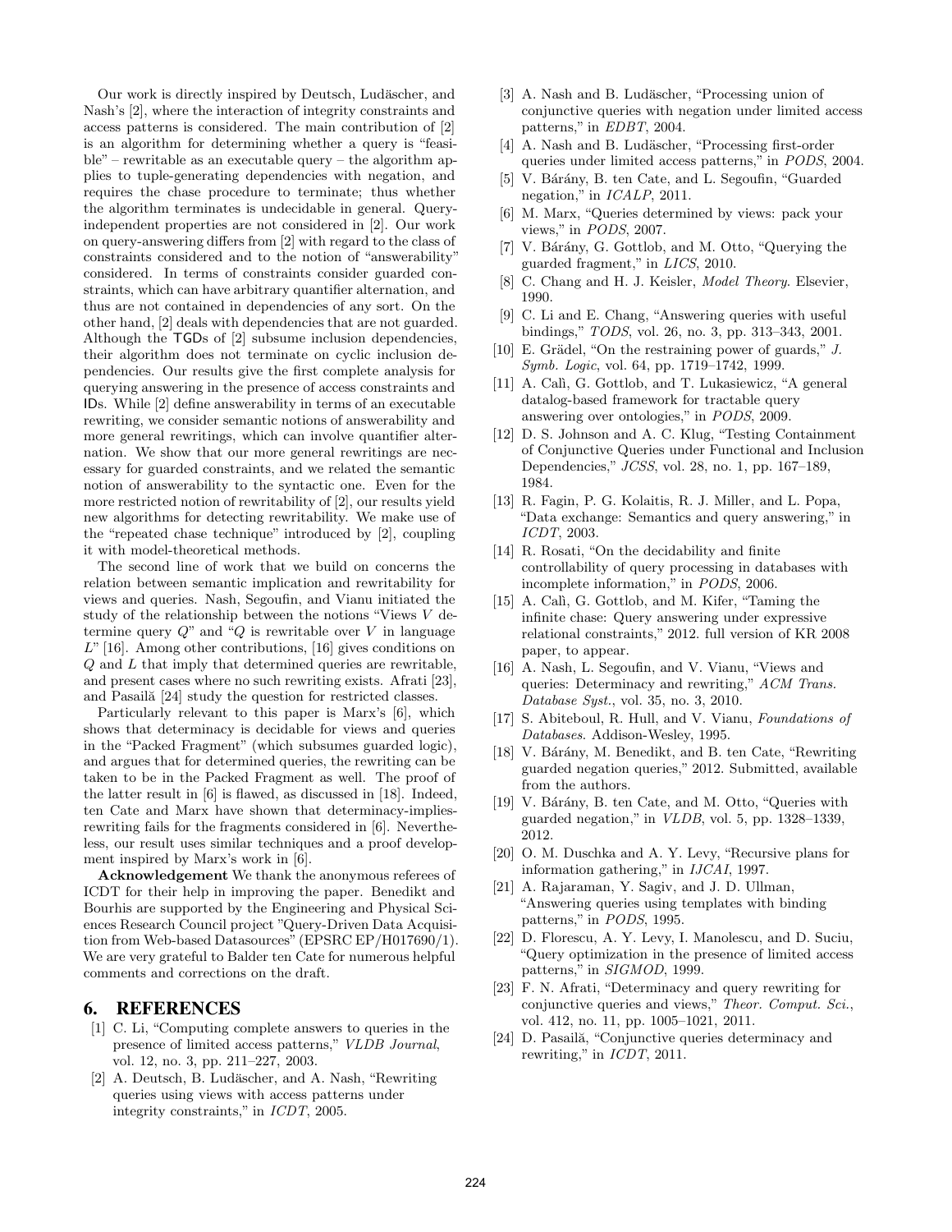Our work is directly inspired by Deutsch, Ludäscher, and Nash's [2], where the interaction of integrity constraints and access patterns is considered. The main contribution of [2] is an algorithm for determining whether a query is "feasible" – rewritable as an executable query – the algorithm applies to tuple-generating dependencies with negation, and requires the chase procedure to terminate; thus whether the algorithm terminates is undecidable in general. Query-independent properties are not considered in [2]. Our work on query-answering differs from [2] with regard to the class of constraints considered and to the notion of "answerability" considered. In terms of constraints consider guarded constraints, which can have arbitrary quantifier alternation, and thus are not contained in dependencies of any sort. On the other hand, [2] deals with dependencies that are not guarded. Although the TGDs of [2] subsume inclusion dependencies, their algorithm does not terminate on cyclic inclusion dependencies. Our results give the first complete analysis for querying answering in the presence of access constraints and IDs. While [2] define answerability in terms of an executable rewriting, we consider semantic notions of answerability and more general rewritings, which can involve quantifier alternation. We show that our more general rewritings are necessary for guarded constraints, and we related the semantic notion of answerability to the syntactic one. Even for the more restricted notion of rewritability of [2], our results yield new algorithms for detecting rewritability. We make use of the "repeated chase technique" introduced by [2], coupling it with model-theoretical methods.

The second line of work that we build on concerns the relation between semantic implication and rewritability for views and queries. Nash, Segoufin, and Vianu initiated the study of the relationship between the notions "Views $V$ determine query $Q$" and "$Q$ is rewritable over $V$ in language $L$" [16]. Among other contributions, [16] gives conditions on $Q$ and $L$ that imply that determined queries are rewritable, and present cases where no such rewriting exists. Afrati [23], and Pasailă [24] study the question for restricted classes.

Particularly relevant to this paper is Marx's [6], which shows that determinacy is decidable for views and queries in the "Packed Fragment" (which subsumes guarded logic), and argues that for determined queries, the rewriting can be taken to be in the Packed Fragment as well. The proof of the latter result in [6] is flawed, as discussed in [18]. Indeed, ten Cate and Marx have shown that determinacy-implies-rewriting fails for the fragments considered in [6]. Nevertheless, our result uses similar techniques and a proof development inspired by Marx's work in [6].

**Acknowledgement** We thank the anonymous referees of ICDT for their help in improving the paper. Benedikt and Bourhis are supported by the Engineering and Physical Sciences Research Council project "Query-Driven Data Acquisition from Web-based Datasources" (EPSRC EP/H017690/1). We are very grateful to Balder ten Cate for numerous helpful comments and corrections on the draft.

## 6. REFERENCES

[1] C. Li, "Computing complete answers to queries in the presence of limited access patterns," *VLDB Journal*, vol. 12, no. 3, pp. 211–227, 2003.

[2] A. Deutsch, B. Ludäscher, and A. Nash, "Rewriting queries using views with access patterns under integrity constraints," in *ICDT*, 2005.

[3] A. Nash and B. Ludäscher, "Processing union of conjunctive queries with negation under limited access patterns," in *EDBT*, 2004.

[4] A. Nash and B. Ludäscher, "Processing first-order queries under limited access patterns," in *PODS*, 2004.

[5] V. Bárány, B. ten Cate, and L. Segoufin, "Guarded negation," in *ICALP*, 2011.

[6] M. Marx, "Queries determined by views: pack your views," in *PODS*, 2007.

[7] V. Bárány, G. Gottlob, and M. Otto, "Querying the guarded fragment," in *LICS*, 2010.

[8] C. Chang and H. J. Keisler, *Model Theory*. Elsevier, 1990.

[9] C. Li and E. Chang, "Answering queries with useful bindings," *TODS*, vol. 26, no. 3, pp. 313–343, 2001.

[10] E. Grädel, "On the restraining power of guards," *J. Symb. Logic*, vol. 64, pp. 1719–1742, 1999.

[11] A. Calì, G. Gottlob, and T. Lukasiewicz, "A general datalog-based framework for tractable query answering over ontologies," in *PODS*, 2009.

[12] D. S. Johnson and A. C. Klug, "Testing Containment of Conjunctive Queries under Functional and Inclusion Dependencies," *JCSS*, vol. 28, no. 1, pp. 167–189, 1984.

[13] R. Fagin, P. G. Kolaitis, R. J. Miller, and L. Popa, "Data exchange: Semantics and query answering," in *ICDT*, 2003.

[14] R. Rosati, "On the decidability and finite controllability of query processing in databases with incomplete information," in *PODS*, 2006.

[15] A. Calì, G. Gottlob, and M. Kifer, "Taming the infinite chase: Query answering under expressive relational constraints," 2012. full version of KR 2008 paper, to appear.

[16] A. Nash, L. Segoufin, and V. Vianu, "Views and queries: Determinacy and rewriting," *ACM Trans. Database Syst.*, vol. 35, no. 3, 2010.

[17] S. Abiteboul, R. Hull, and V. Vianu, *Foundations of Databases*. Addison-Wesley, 1995.

[18] V. Bárány, M. Benedikt, and B. ten Cate, "Rewriting guarded negation queries," 2012. Submitted, available from the authors.

[19] V. Bárány, B. ten Cate, and M. Otto, "Queries with guarded negation," in *VLDB*, vol. 5, pp. 1328–1339, 2012.

[20] O. M. Duschka and A. Y. Levy, "Recursive plans for information gathering," in *IJCAI*, 1997.

[21] A. Rajaraman, Y. Sagiv, and J. D. Ullman, "Answering queries using templates with binding patterns," in *PODS*, 1995.

[22] D. Florescu, A. Y. Levy, I. Manolescu, and D. Suciu, "Query optimization in the presence of limited access patterns," in *SIGMOD*, 1999.

[23] F. N. Afrati, "Determinacy and query rewriting for conjunctive queries and views," *Theor. Comput. Sci.*, vol. 412, no. 11, pp. 1005–1021, 2011.

[24] D. Pasailă, "Conjunctive queries determinacy and rewriting," in *ICDT*, 2011.